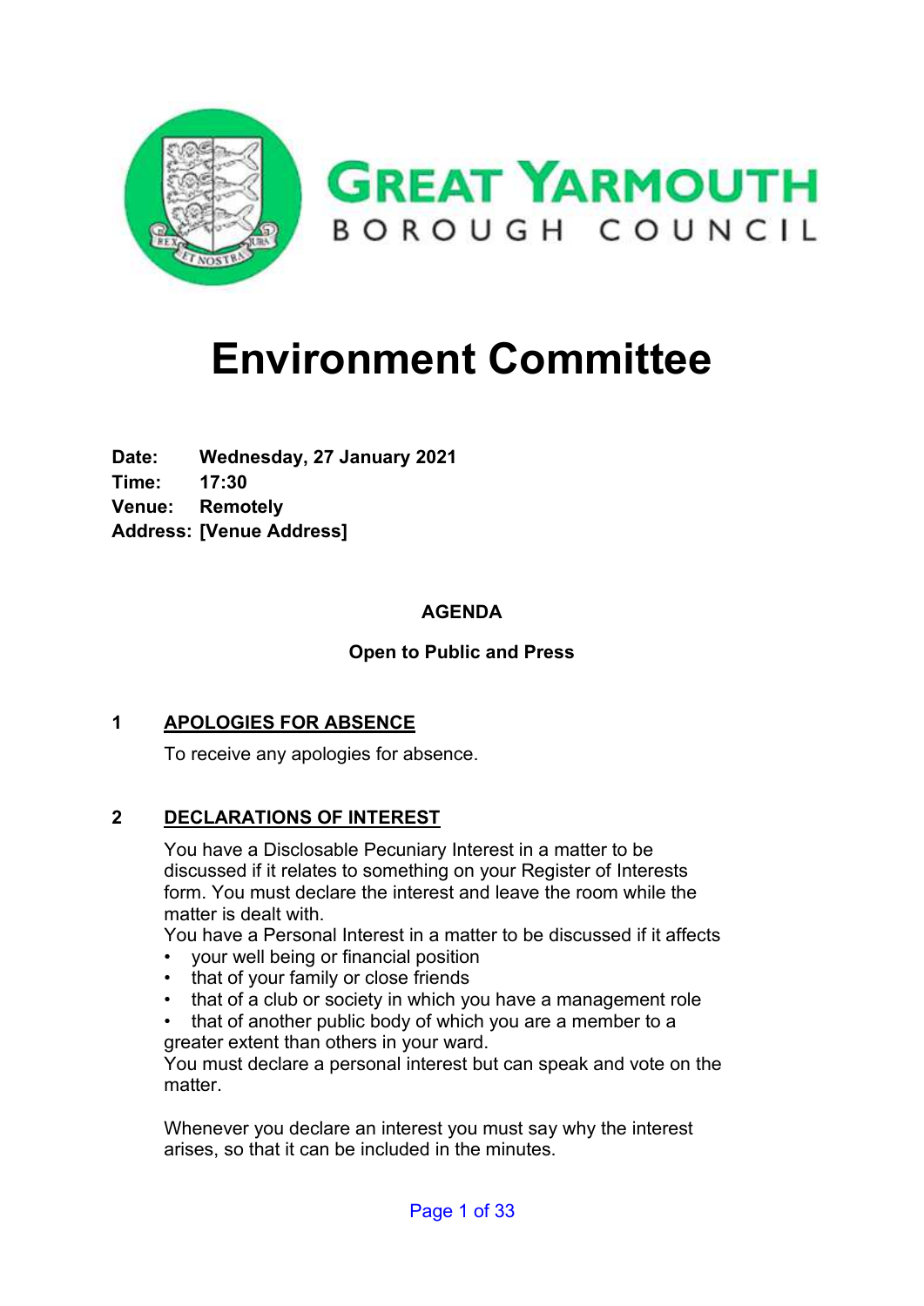# Great Yarmouth Borough Council

# Environment Committee

**Date:** Wednesday, 27 January 2021
**Time:** 17:30
**Venue:** Remotely
**Address:** [Venue Address]

## AGENDA

### Open to Public and Press

**1 APOLOGIES FOR ABSENCE**

To receive any apologies for absence.

**2 DECLARATIONS OF INTEREST**

You have a Disclosable Pecuniary Interest in a matter to be discussed if it relates to something on your Register of Interests form. You must declare the interest and leave the room while the matter is dealt with.

You have a Personal Interest in a matter to be discussed if it affects

- your well being or financial position
- that of your family or close friends
- that of a club or society in which you have a management role
- that of another public body of which you are a member to a greater extent than others in your ward.

You must declare a personal interest but can speak and vote on the matter.

Whenever you declare an interest you must say why the interest arises, so that it can be included in the minutes.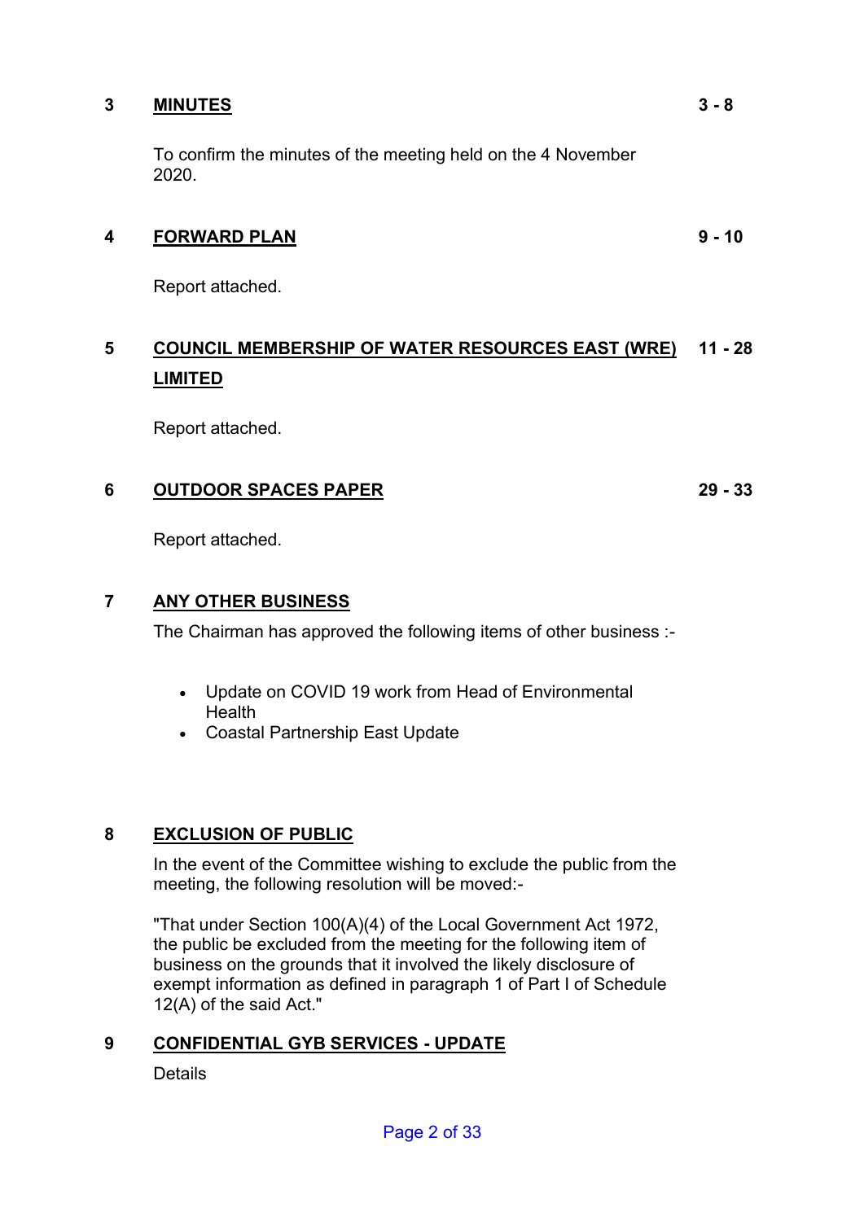## 3 MINUTES — 3 - 8

To confirm the minutes of the meeting held on the 4 November 2020.

## 4 FORWARD PLAN — 9 - 10

Report attached.

## 5 COUNCIL MEMBERSHIP OF WATER RESOURCES EAST (WRE) LIMITED — 11 - 28

Report attached.

## 6 OUTDOOR SPACES PAPER — 29 - 33

Report attached.

## 7 ANY OTHER BUSINESS

The Chairman has approved the following items of other business :-

- Update on COVID 19 work from Head of Environmental Health
- Coastal Partnership East Update

## 8 EXCLUSION OF PUBLIC

In the event of the Committee wishing to exclude the public from the meeting, the following resolution will be moved:-

"That under Section 100(A)(4) of the Local Government Act 1972, the public be excluded from the meeting for the following item of business on the grounds that it involved the likely disclosure of exempt information as defined in paragraph 1 of Part I of Schedule 12(A) of the said Act."

## 9 CONFIDENTIAL GYB SERVICES - UPDATE

Details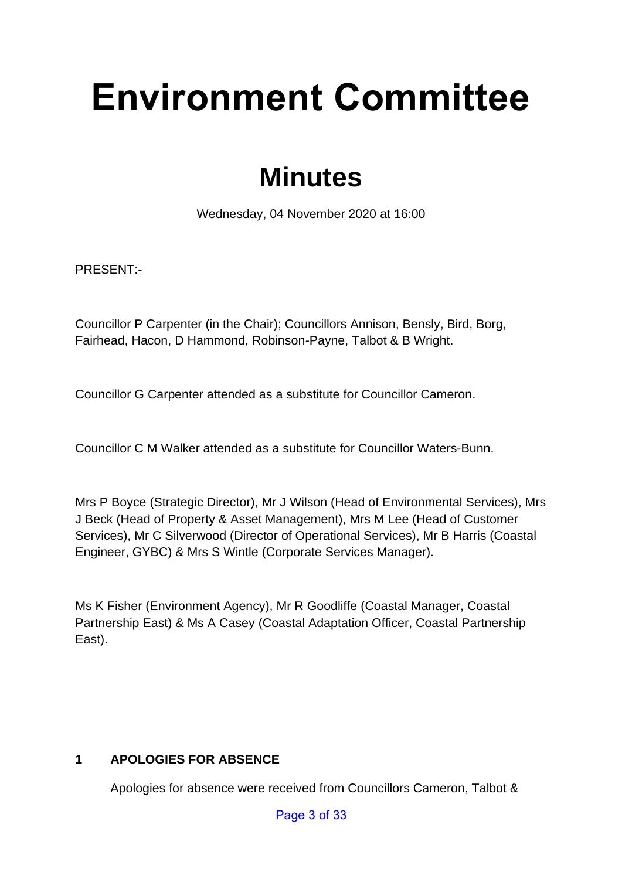# Environment Committee

## Minutes

Wednesday, 04 November 2020 at 16:00

PRESENT:-

Councillor P Carpenter (in the Chair); Councillors Annison, Bensly, Bird, Borg, Fairhead, Hacon, D Hammond, Robinson-Payne, Talbot & B Wright.

Councillor G Carpenter attended as a substitute for Councillor Cameron.

Councillor C M Walker attended as a substitute for Councillor Waters-Bunn.

Mrs P Boyce (Strategic Director), Mr J Wilson (Head of Environmental Services), Mrs J Beck (Head of Property & Asset Management), Mrs M Lee (Head of Customer Services), Mr C Silverwood (Director of Operational Services), Mr B Harris (Coastal Engineer, GYBC) & Mrs S Wintle (Corporate Services Manager).

Ms K Fisher (Environment Agency), Mr R Goodliffe (Coastal Manager, Coastal Partnership East) & Ms A Casey (Coastal Adaptation Officer, Coastal Partnership East).

### 1 APOLOGIES FOR ABSENCE

Apologies for absence were received from Councillors Cameron, Talbot &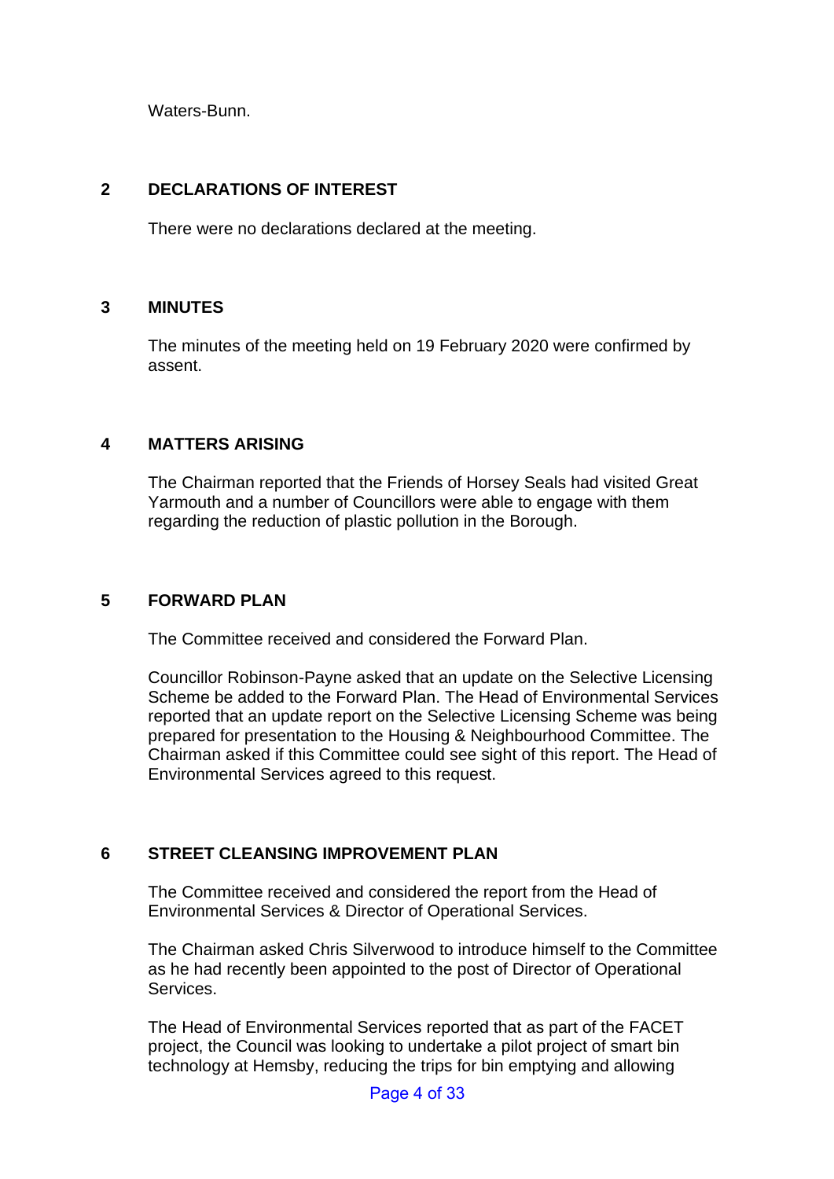Waters-Bunn.

## 2 DECLARATIONS OF INTEREST

There were no declarations declared at the meeting.

## 3 MINUTES

The minutes of the meeting held on 19 February 2020 were confirmed by assent.

## 4 MATTERS ARISING

The Chairman reported that the Friends of Horsey Seals had visited Great Yarmouth and a number of Councillors were able to engage with them regarding the reduction of plastic pollution in the Borough.

## 5 FORWARD PLAN

The Committee received and considered the Forward Plan.

Councillor Robinson-Payne asked that an update on the Selective Licensing Scheme be added to the Forward Plan. The Head of Environmental Services reported that an update report on the Selective Licensing Scheme was being prepared for presentation to the Housing & Neighbourhood Committee. The Chairman asked if this Committee could see sight of this report. The Head of Environmental Services agreed to this request.

## 6 STREET CLEANSING IMPROVEMENT PLAN

The Committee received and considered the report from the Head of Environmental Services & Director of Operational Services.

The Chairman asked Chris Silverwood to introduce himself to the Committee as he had recently been appointed to the post of Director of Operational Services.

The Head of Environmental Services reported that as part of the FACET project, the Council was looking to undertake a pilot project of smart bin technology at Hemsby, reducing the trips for bin emptying and allowing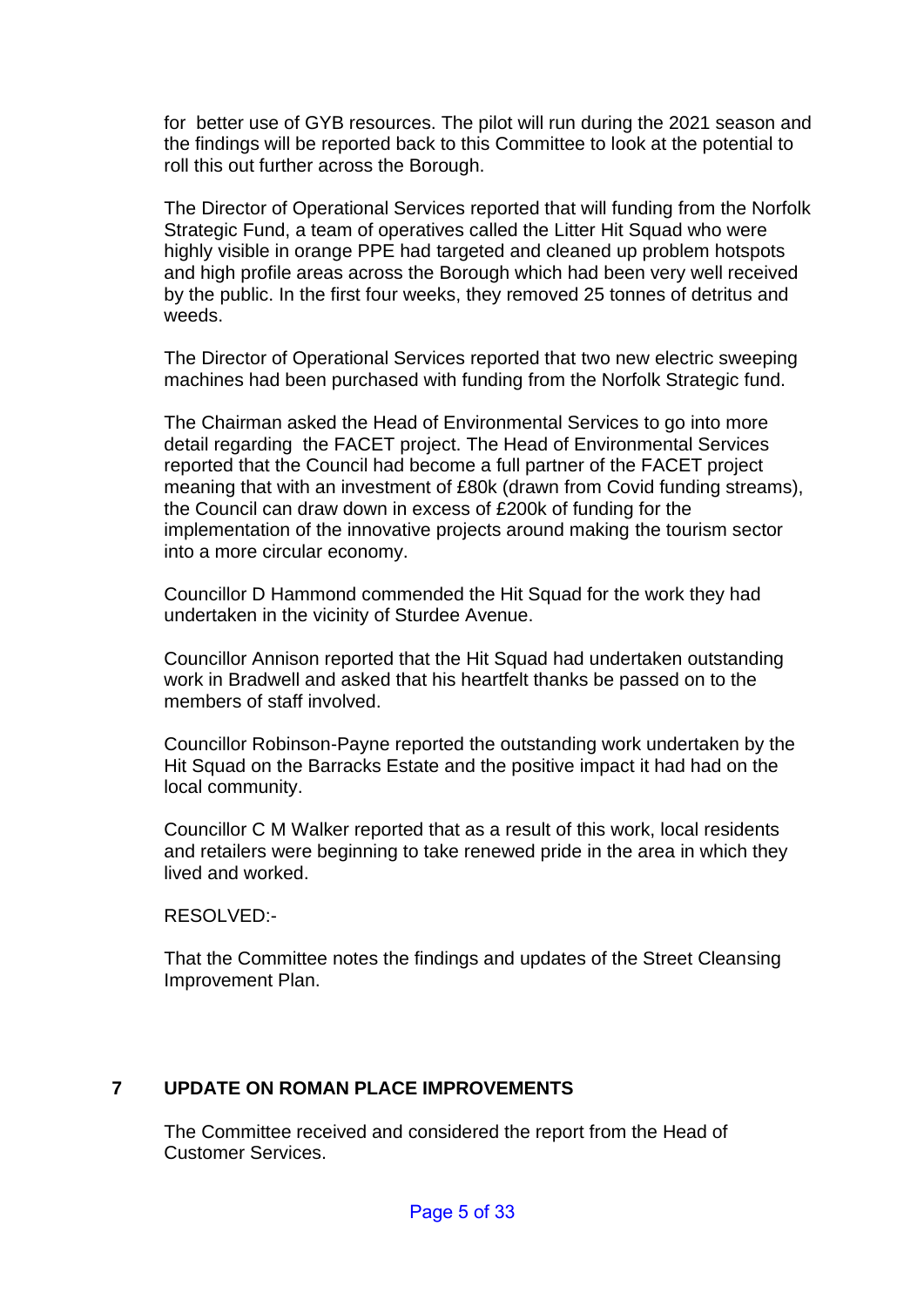for  better use of GYB resources. The pilot will run during the 2021 season and the findings will be reported back to this Committee to look at the potential to roll this out further across the Borough.

The Director of Operational Services reported that will funding from the Norfolk Strategic Fund, a team of operatives called the Litter Hit Squad who were highly visible in orange PPE had targeted and cleaned up problem hotspots and high profile areas across the Borough which had been very well received by the public. In the first four weeks, they removed 25 tonnes of detritus and weeds.

The Director of Operational Services reported that two new electric sweeping machines had been purchased with funding from the Norfolk Strategic fund.

The Chairman asked the Head of Environmental Services to go into more detail regarding  the FACET project. The Head of Environmental Services reported that the Council had become a full partner of the FACET project meaning that with an investment of £80k (drawn from Covid funding streams), the Council can draw down in excess of £200k of funding for the implementation of the innovative projects around making the tourism sector into a more circular economy.

Councillor D Hammond commended the Hit Squad for the work they had undertaken in the vicinity of Sturdee Avenue.

Councillor Annison reported that the Hit Squad had undertaken outstanding work in Bradwell and asked that his heartfelt thanks be passed on to the members of staff involved.

Councillor Robinson-Payne reported the outstanding work undertaken by the Hit Squad on the Barracks Estate and the positive impact it had had on the local community.

Councillor C M Walker reported that as a result of this work, local residents and retailers were beginning to take renewed pride in the area in which they lived and worked.

RESOLVED:-

That the Committee notes the findings and updates of the Street Cleansing Improvement Plan.

## 7 UPDATE ON ROMAN PLACE IMPROVEMENTS

The Committee received and considered the report from the Head of Customer Services.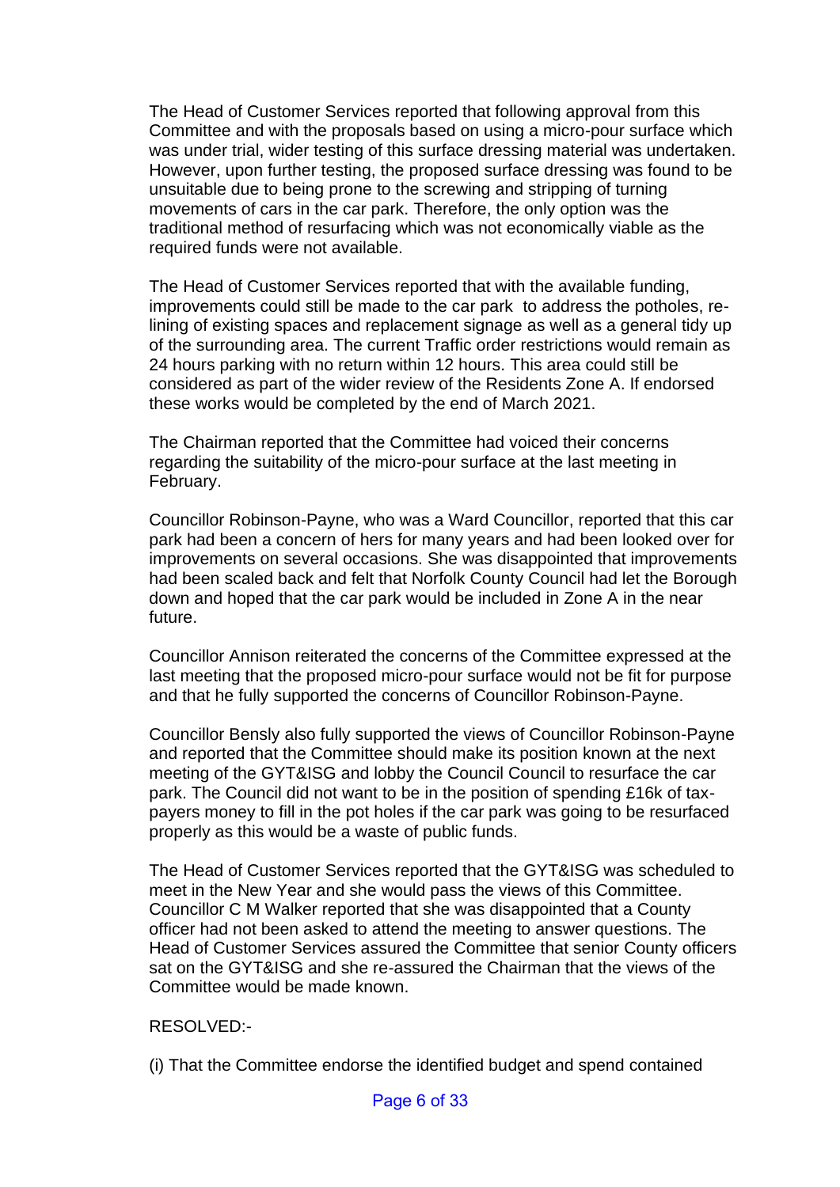The Head of Customer Services reported that following approval from this Committee and with the proposals based on using a micro-pour surface which was under trial, wider testing of this surface dressing material was undertaken. However, upon further testing, the proposed surface dressing was found to be unsuitable due to being prone to the screwing and stripping of turning movements of cars in the car park. Therefore, the only option was the traditional method of resurfacing which was not economically viable as the required funds were not available.

The Head of Customer Services reported that with the available funding, improvements could still be made to the car park to address the potholes, re-lining of existing spaces and replacement signage as well as a general tidy up of the surrounding area. The current Traffic order restrictions would remain as 24 hours parking with no return within 12 hours. This area could still be considered as part of the wider review of the Residents Zone A. If endorsed these works would be completed by the end of March 2021.

The Chairman reported that the Committee had voiced their concerns regarding the suitability of the micro-pour surface at the last meeting in February.

Councillor Robinson-Payne, who was a Ward Councillor, reported that this car park had been a concern of hers for many years and had been looked over for improvements on several occasions. She was disappointed that improvements had been scaled back and felt that Norfolk County Council had let the Borough down and hoped that the car park would be included in Zone A in the near future.

Councillor Annison reiterated the concerns of the Committee expressed at the last meeting that the proposed micro-pour surface would not be fit for purpose and that he fully supported the concerns of Councillor Robinson-Payne.

Councillor Bensly also fully supported the views of Councillor Robinson-Payne and reported that the Committee should make its position known at the next meeting of the GYT&ISG and lobby the Council Council to resurface the car park. The Council did not want to be in the position of spending £16k of tax-payers money to fill in the pot holes if the car park was going to be resurfaced properly as this would be a waste of public funds.

The Head of Customer Services reported that the GYT&ISG was scheduled to meet in the New Year and she would pass the views of this Committee. Councillor C M Walker reported that she was disappointed that a County officer had not been asked to attend the meeting to answer questions. The Head of Customer Services assured the Committee that senior County officers sat on the GYT&ISG and she re-assured the Chairman that the views of the Committee would be made known.

RESOLVED:-

(i) That the Committee endorse the identified budget and spend contained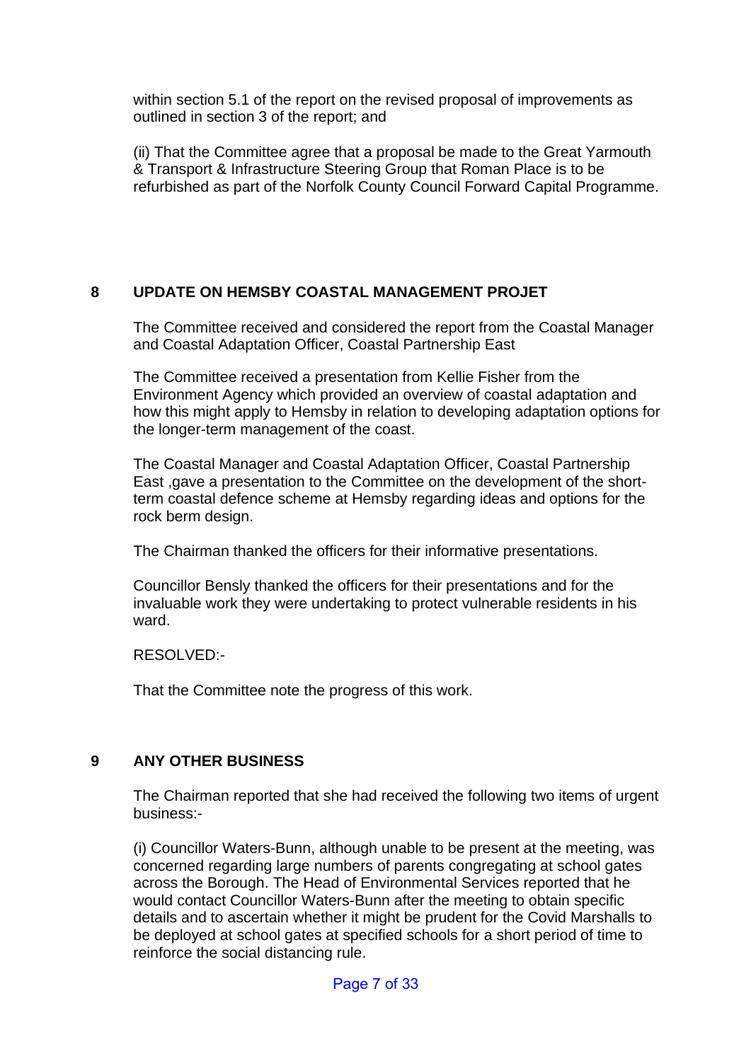within section 5.1 of the report on the revised proposal of improvements as outlined in section 3 of the report; and

(ii) That the Committee agree that a proposal be made to the Great Yarmouth & Transport & Infrastructure Steering Group that Roman Place is to be refurbished as part of the Norfolk County Council Forward Capital Programme.

## 8 UPDATE ON HEMSBY COASTAL MANAGEMENT PROJET

The Committee received and considered the report from the Coastal Manager and Coastal Adaptation Officer, Coastal Partnership East

The Committee received a presentation from Kellie Fisher from the Environment Agency which provided an overview of coastal adaptation and how this might apply to Hemsby in relation to developing adaptation options for the longer-term management of the coast.

The Coastal Manager and Coastal Adaptation Officer, Coastal Partnership East ,gave a presentation to the Committee on the development of the short-term coastal defence scheme at Hemsby regarding ideas and options for the rock berm design.

The Chairman thanked the officers for their informative presentations.

Councillor Bensly thanked the officers for their presentations and for the invaluable work they were undertaking to protect vulnerable residents in his ward.

RESOLVED:-

That the Committee note the progress of this work.

## 9 ANY OTHER BUSINESS

The Chairman reported that she had received the following two items of urgent business:-

(i) Councillor Waters-Bunn, although unable to be present at the meeting, was concerned regarding large numbers of parents congregating at school gates across the Borough. The Head of Environmental Services reported that he would contact Councillor Waters-Bunn after the meeting to obtain specific details and to ascertain whether it might be prudent for the Covid Marshalls to be deployed at school gates at specified schools for a short period of time to reinforce the social distancing rule.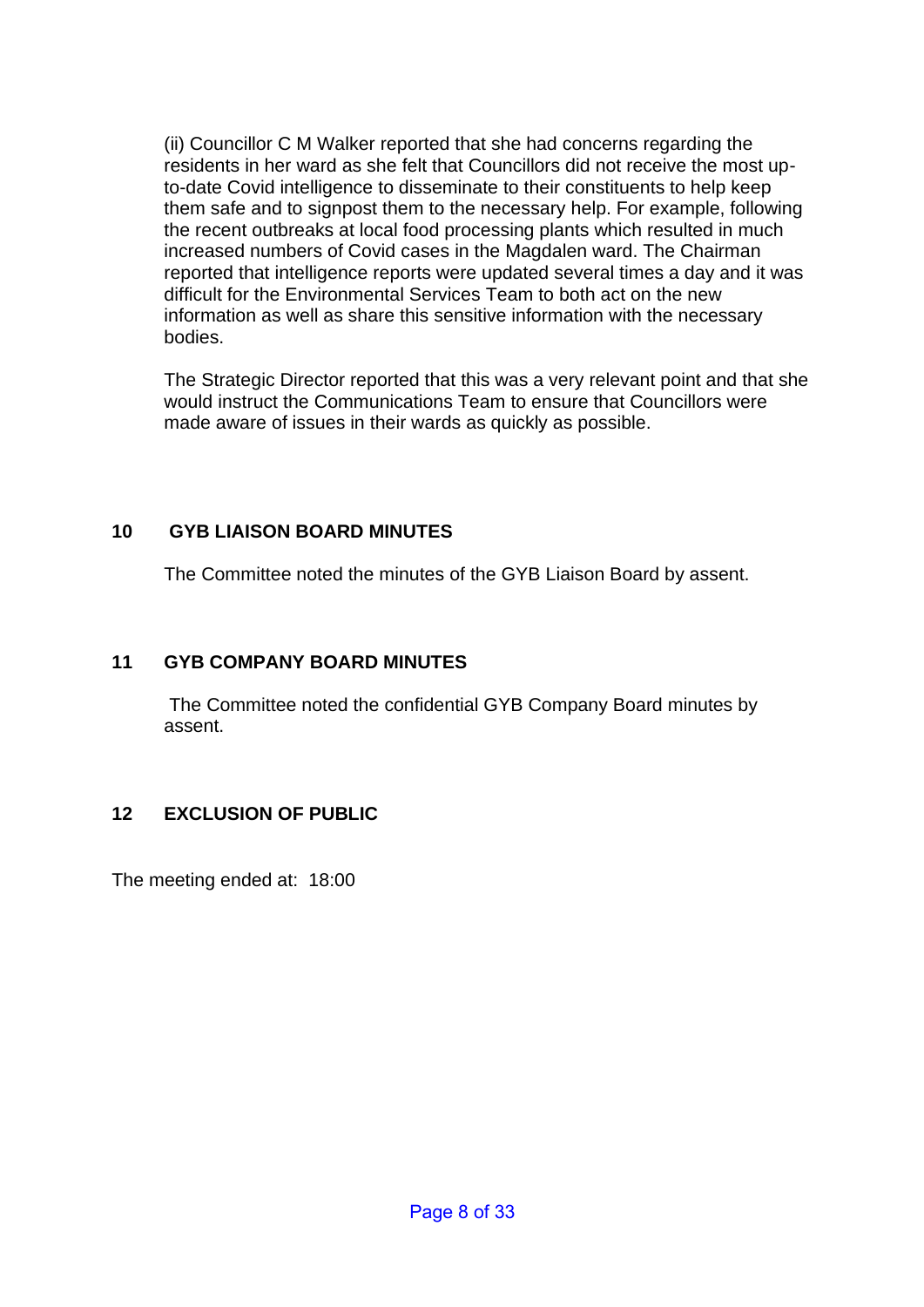(ii) Councillor C M Walker reported that she had concerns regarding the residents in her ward as she felt that Councillors did not receive the most up-to-date Covid intelligence to disseminate to their constituents to help keep them safe and to signpost them to the necessary help. For example, following the recent outbreaks at local food processing plants which resulted in much increased numbers of Covid cases in the Magdalen ward. The Chairman reported that intelligence reports were updated several times a day and it was difficult for the Environmental Services Team to both act on the new information as well as share this sensitive information with the necessary bodies.

The Strategic Director reported that this was a very relevant point and that she would instruct the Communications Team to ensure that Councillors were made aware of issues in their wards as quickly as possible.

## 10 GYB LIAISON BOARD MINUTES

The Committee noted the minutes of the GYB Liaison Board by assent.

## 11 GYB COMPANY BOARD MINUTES

The Committee noted the confidential GYB Company Board minutes by assent.

## 12 EXCLUSION OF PUBLIC

The meeting ended at: 18:00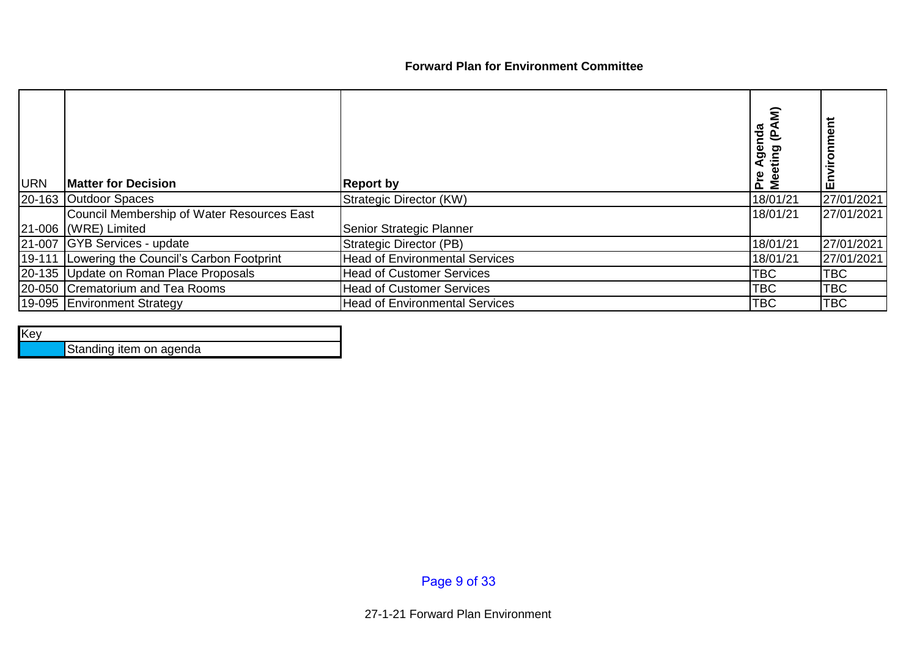# Forward Plan for Environment Committee

| URN | Matter for Decision | Report by | Pre Agenda Meeting (PAM) | Environment |
|---|---|---|---|---|
| 20-163 | Outdoor Spaces | Strategic Director (KW) | 18/01/21 | 27/01/2021 |
| 21-006 | Council Membership of Water Resources East (WRE) Limited | Senior Strategic Planner | 18/01/21 | 27/01/2021 |
| 21-007 | GYB Services - update | Strategic Director (PB) | 18/01/21 | 27/01/2021 |
| 19-111 | Lowering the Council's Carbon Footprint | Head of Environmental Services | 18/01/21 | 27/01/2021 |
| 20-135 | Update on Roman Place Proposals | Head of Customer Services | TBC | TBC |
| 20-050 | Crematorium and Tea Rooms | Head of Customer Services | TBC | TBC |
| 19-095 | Environment Strategy | Head of Environmental Services | TBC | TBC |

| Key | |
|---|---|
| | Standing item on agenda |

27-1-21 Forward Plan Environment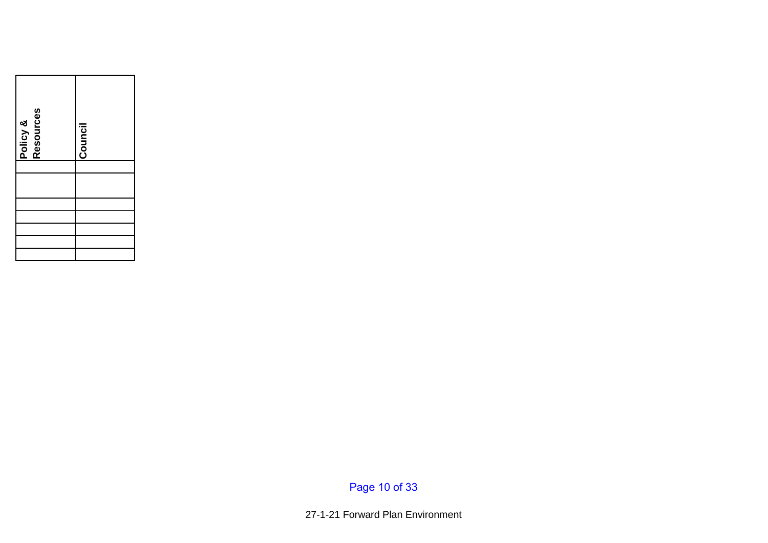| Policy & Resources | Council |
| --- | --- |
| | |
| | |
| | |
| | |
| | |
| | |
| | |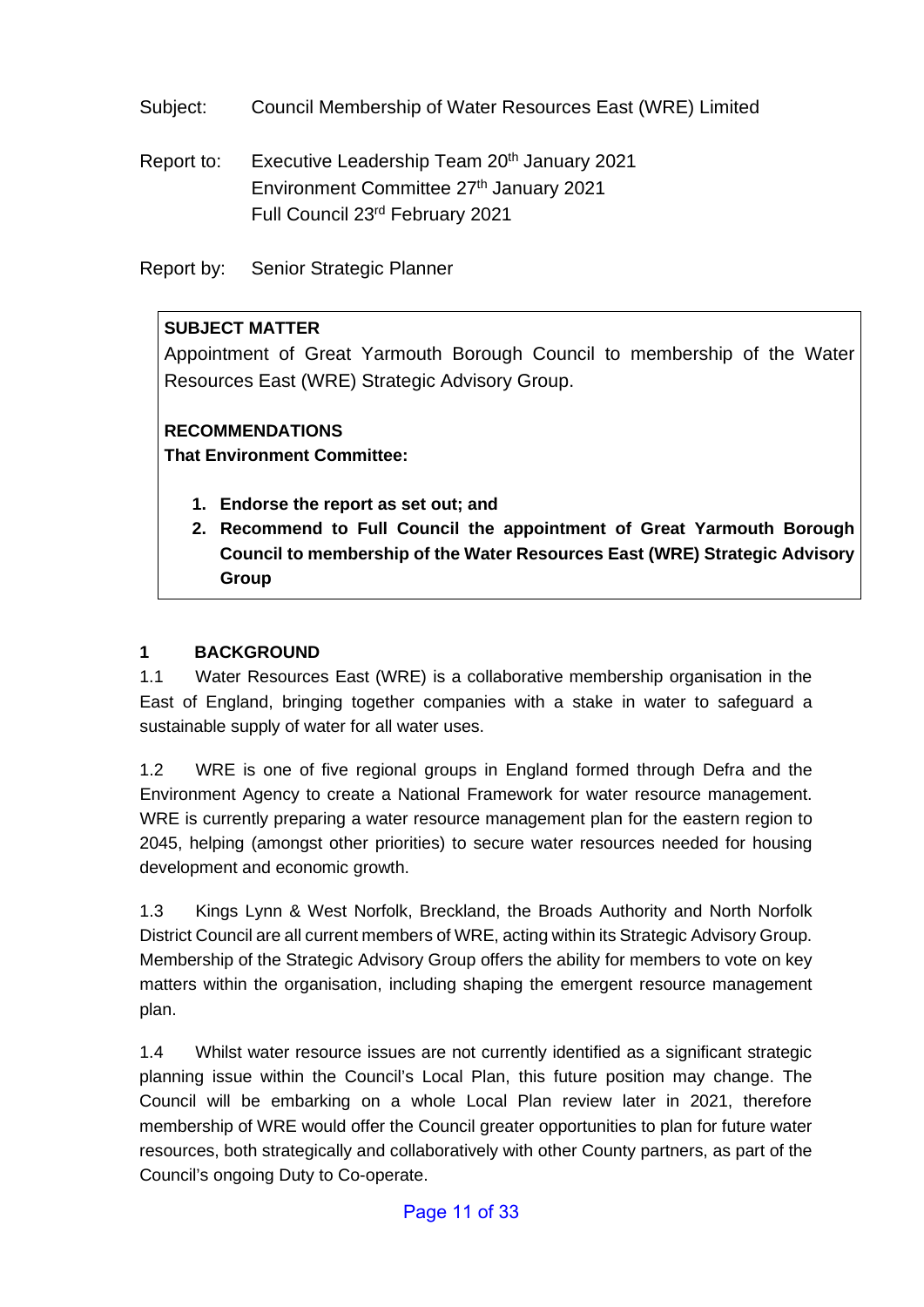Subject: Council Membership of Water Resources East (WRE) Limited

Report to: Executive Leadership Team 20th January 2021
Environment Committee 27th January 2021
Full Council 23rd February 2021

Report by: Senior Strategic Planner

**SUBJECT MATTER**

Appointment of Great Yarmouth Borough Council to membership of the Water Resources East (WRE) Strategic Advisory Group.

**RECOMMENDATIONS**

**That Environment Committee:**

1. **Endorse the report as set out; and**
2. **Recommend to Full Council the appointment of Great Yarmouth Borough Council to membership of the Water Resources East (WRE) Strategic Advisory Group**

## 1 BACKGROUND

1.1 Water Resources East (WRE) is a collaborative membership organisation in the East of England, bringing together companies with a stake in water to safeguard a sustainable supply of water for all water uses.

1.2 WRE is one of five regional groups in England formed through Defra and the Environment Agency to create a National Framework for water resource management. WRE is currently preparing a water resource management plan for the eastern region to 2045, helping (amongst other priorities) to secure water resources needed for housing development and economic growth.

1.3 Kings Lynn & West Norfolk, Breckland, the Broads Authority and North Norfolk District Council are all current members of WRE, acting within its Strategic Advisory Group. Membership of the Strategic Advisory Group offers the ability for members to vote on key matters within the organisation, including shaping the emergent resource management plan.

1.4 Whilst water resource issues are not currently identified as a significant strategic planning issue within the Council's Local Plan, this future position may change. The Council will be embarking on a whole Local Plan review later in 2021, therefore membership of WRE would offer the Council greater opportunities to plan for future water resources, both strategically and collaboratively with other County partners, as part of the Council's ongoing Duty to Co-operate.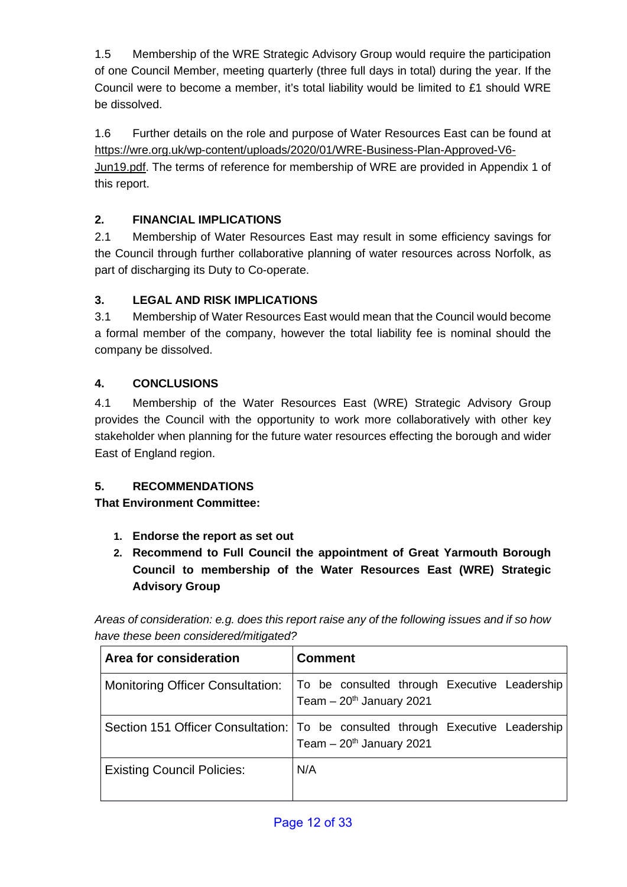1.5 Membership of the WRE Strategic Advisory Group would require the participation of one Council Member, meeting quarterly (three full days in total) during the year. If the Council were to become a member, it's total liability would be limited to £1 should WRE be dissolved.

1.6 Further details on the role and purpose of Water Resources East can be found at https://wre.org.uk/wp-content/uploads/2020/01/WRE-Business-Plan-Approved-V6-Jun19.pdf. The terms of reference for membership of WRE are provided in Appendix 1 of this report.

## 2. FINANCIAL IMPLICATIONS

2.1 Membership of Water Resources East may result in some efficiency savings for the Council through further collaborative planning of water resources across Norfolk, as part of discharging its Duty to Co-operate.

## 3. LEGAL AND RISK IMPLICATIONS

3.1 Membership of Water Resources East would mean that the Council would become a formal member of the company, however the total liability fee is nominal should the company be dissolved.

## 4. CONCLUSIONS

4.1 Membership of the Water Resources East (WRE) Strategic Advisory Group provides the Council with the opportunity to work more collaboratively with other key stakeholder when planning for the future water resources effecting the borough and wider East of England region.

## 5. RECOMMENDATIONS

**That Environment Committee:**

1. **Endorse the report as set out**
2. **Recommend to Full Council the appointment of Great Yarmouth Borough Council to membership of the Water Resources East (WRE) Strategic Advisory Group**

*Areas of consideration: e.g. does this report raise any of the following issues and if so how have these been considered/mitigated?*

| Area for consideration | Comment |
| --- | --- |
| Monitoring Officer Consultation: | To be consulted through Executive Leadership Team – 20th January 2021 |
| Section 151 Officer Consultation: | To be consulted through Executive Leadership Team – 20th January 2021 |
| Existing Council Policies: | N/A |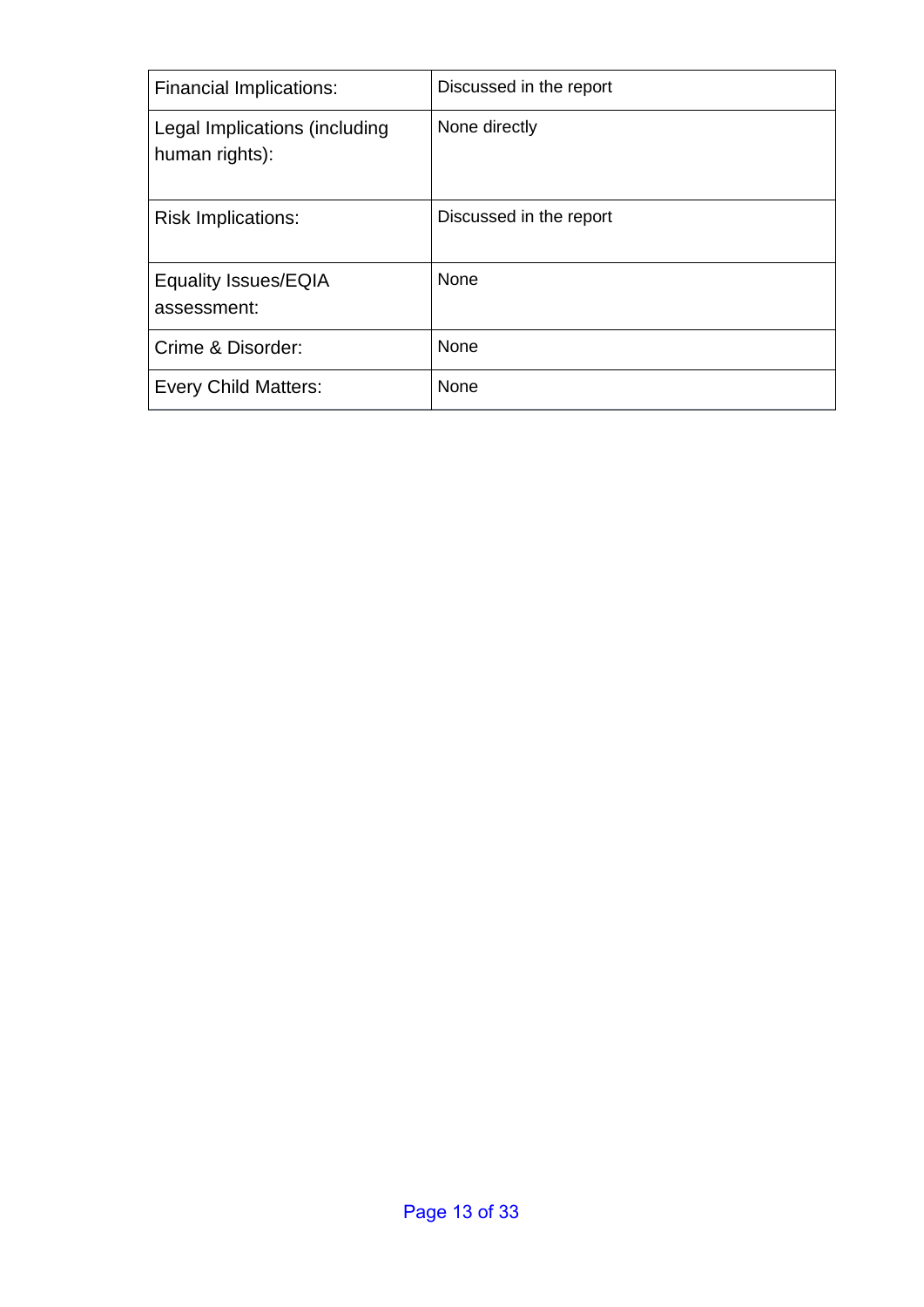| Financial Implications: | Discussed in the report |
|---|---|
| Legal Implications (including human rights): | None directly |
| Risk Implications: | Discussed in the report |
| Equality Issues/EQIA assessment: | None |
| Crime & Disorder: | None |
| Every Child Matters: | None |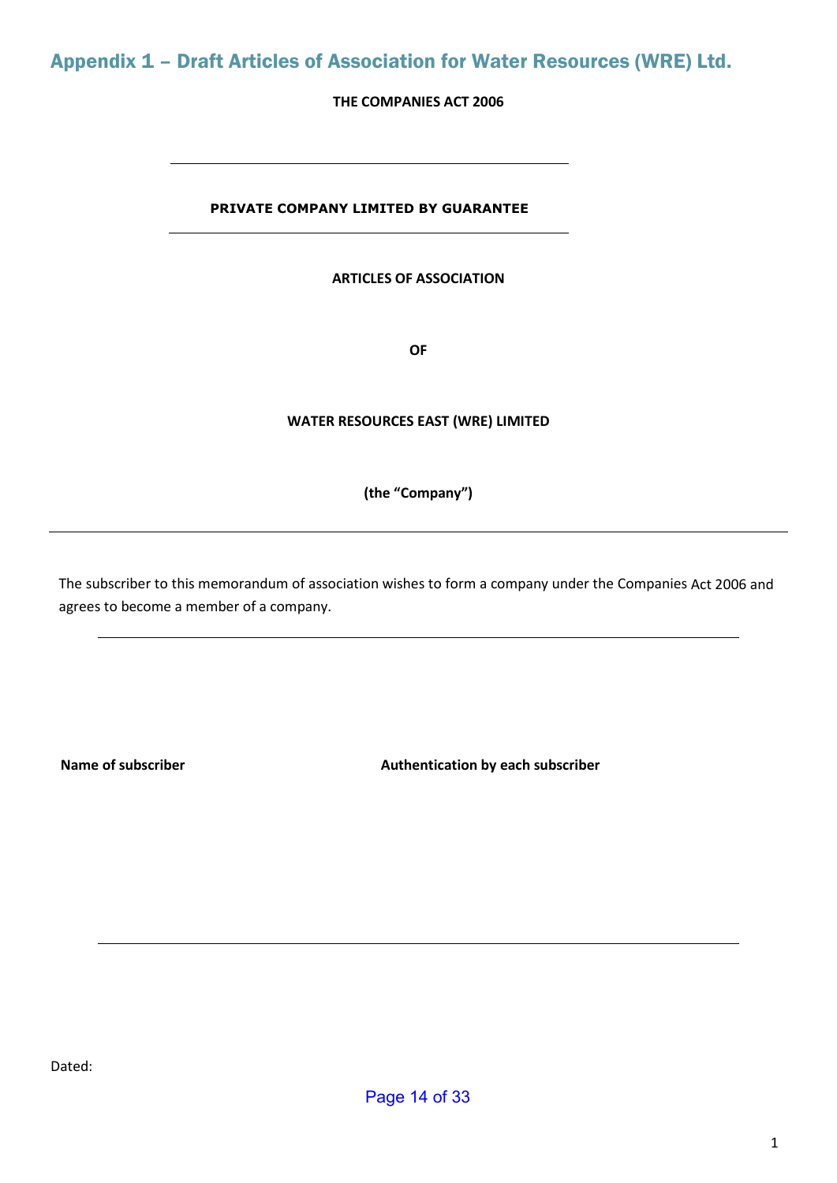# Appendix 1 – Draft Articles of Association for Water Resources (WRE) Ltd.

**THE COMPANIES ACT 2006**

---

**PRIVATE COMPANY LIMITED BY GUARANTEE**

---

**ARTICLES OF ASSOCIATION**

**OF**

**WATER RESOURCES EAST (WRE) LIMITED**

**(the "Company")**

---

The subscriber to this memorandum of association wishes to form a company under the Companies Act 2006 and agrees to become a member of a company.

---

| Name of subscriber | Authentication by each subscriber |
| --- | --- |
| | |

---

Dated: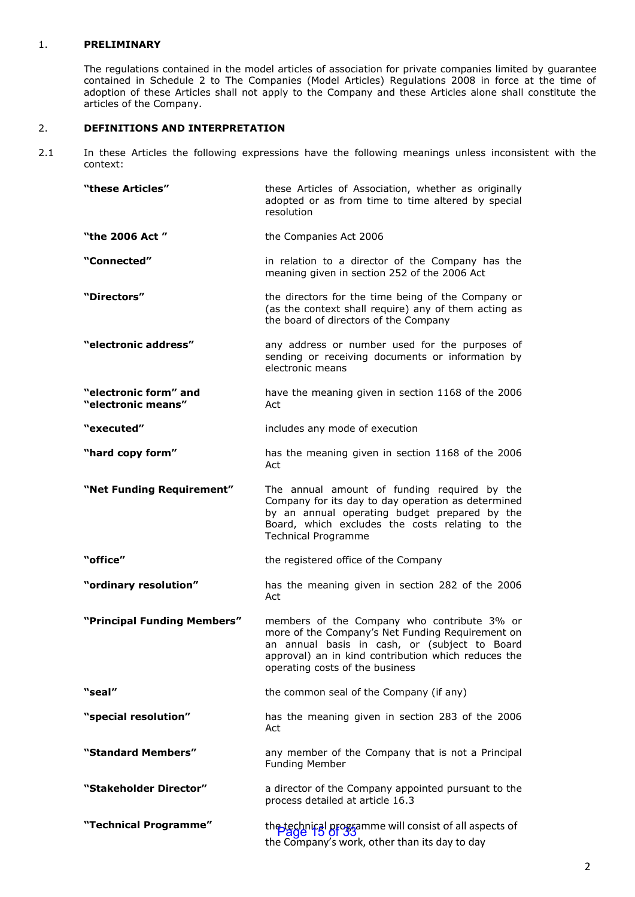## 1. PRELIMINARY

The regulations contained in the model articles of association for private companies limited by guarantee contained in Schedule 2 to The Companies (Model Articles) Regulations 2008 in force at the time of adoption of these Articles shall not apply to the Company and these Articles alone shall constitute the articles of the Company.

## 2. DEFINITIONS AND INTERPRETATION

2.1 In these Articles the following expressions have the following meanings unless inconsistent with the context:

| | |
|---|---|
| **"these Articles"** | these Articles of Association, whether as originally adopted or as from time to time altered by special resolution |
| **"the 2006 Act "** | the Companies Act 2006 |
| **"Connected"** | in relation to a director of the Company has the meaning given in section 252 of the 2006 Act |
| **"Directors"** | the directors for the time being of the Company or (as the context shall require) any of them acting as the board of directors of the Company |
| **"electronic address"** | any address or number used for the purposes of sending or receiving documents or information by electronic means |
| **"electronic form" and "electronic means"** | have the meaning given in section 1168 of the 2006 Act |
| **"executed"** | includes any mode of execution |
| **"hard copy form"** | has the meaning given in section 1168 of the 2006 Act |
| **"Net Funding Requirement"** | The annual amount of funding required by the Company for its day to day operation as determined by an annual operating budget prepared by the Board, which excludes the costs relating to the Technical Programme |
| **"office"** | the registered office of the Company |
| **"ordinary resolution"** | has the meaning given in section 282 of the 2006 Act |
| **"Principal Funding Members"** | members of the Company who contribute 3% or more of the Company's Net Funding Requirement on an annual basis in cash, or (subject to Board approval) an in kind contribution which reduces the operating costs of the business |
| **"seal"** | the common seal of the Company (if any) |
| **"special resolution"** | has the meaning given in section 283 of the 2006 Act |
| **"Standard Members"** | any member of the Company that is not a Principal Funding Member |
| **"Stakeholder Director"** | a director of the Company appointed pursuant to the process detailed at article 16.3 |
| **"Technical Programme"** | the technical programme will consist of all aspects of the Company's work, other than its day to day |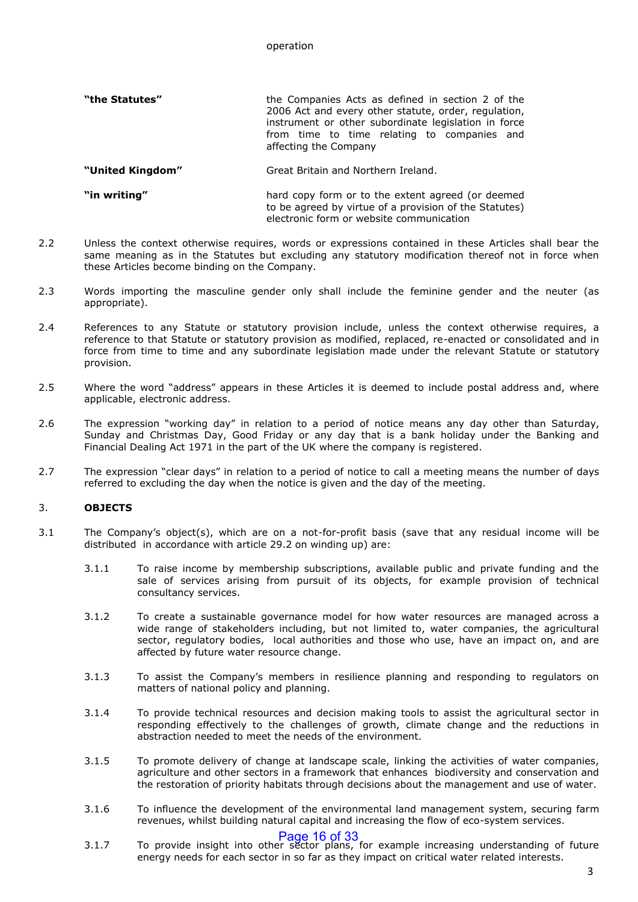operation

| | |
|---|---|
| **"the Statutes"** | the Companies Acts as defined in section 2 of the 2006 Act and every other statute, order, regulation, instrument or other subordinate legislation in force from time to time relating to companies and affecting the Company |
| **"United Kingdom"** | Great Britain and Northern Ireland. |
| **"in writing"** | hard copy form or to the extent agreed (or deemed to be agreed by virtue of a provision of the Statutes) electronic form or website communication |

2.2 Unless the context otherwise requires, words or expressions contained in these Articles shall bear the same meaning as in the Statutes but excluding any statutory modification thereof not in force when these Articles become binding on the Company.

2.3 Words importing the masculine gender only shall include the feminine gender and the neuter (as appropriate).

2.4 References to any Statute or statutory provision include, unless the context otherwise requires, a reference to that Statute or statutory provision as modified, replaced, re-enacted or consolidated and in force from time to time and any subordinate legislation made under the relevant Statute or statutory provision.

2.5 Where the word "address" appears in these Articles it is deemed to include postal address and, where applicable, electronic address.

2.6 The expression "working day" in relation to a period of notice means any day other than Saturday, Sunday and Christmas Day, Good Friday or any day that is a bank holiday under the Banking and Financial Dealing Act 1971 in the part of the UK where the company is registered.

2.7 The expression "clear days" in relation to a period of notice to call a meeting means the number of days referred to excluding the day when the notice is given and the day of the meeting.

## 3. OBJECTS

3.1 The Company's object(s), which are on a not-for-profit basis (save that any residual income will be distributed in accordance with article 29.2 on winding up) are:

3.1.1 To raise income by membership subscriptions, available public and private funding and the sale of services arising from pursuit of its objects, for example provision of technical consultancy services.

3.1.2 To create a sustainable governance model for how water resources are managed across a wide range of stakeholders including, but not limited to, water companies, the agricultural sector, regulatory bodies, local authorities and those who use, have an impact on, and are affected by future water resource change.

3.1.3 To assist the Company's members in resilience planning and responding to regulators on matters of national policy and planning.

3.1.4 To provide technical resources and decision making tools to assist the agricultural sector in responding effectively to the challenges of growth, climate change and the reductions in abstraction needed to meet the needs of the environment.

3.1.5 To promote delivery of change at landscape scale, linking the activities of water companies, agriculture and other sectors in a framework that enhances biodiversity and conservation and the restoration of priority habitats through decisions about the management and use of water.

3.1.6 To influence the development of the environmental land management system, securing farm revenues, whilst building natural capital and increasing the flow of eco-system services.

3.1.7 To provide insight into other sector plans, for example increasing understanding of future energy needs for each sector in so far as they impact on critical water related interests.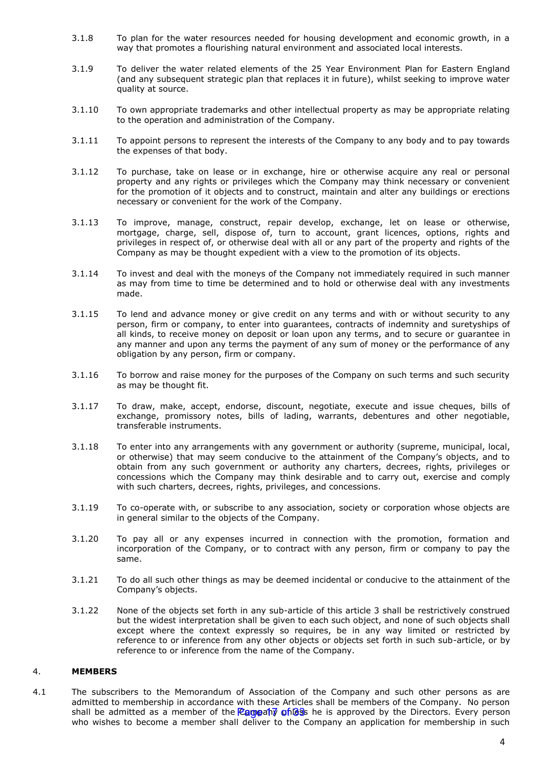3.1.8 To plan for the water resources needed for housing development and economic growth, in a way that promotes a flourishing natural environment and associated local interests.

3.1.9 To deliver the water related elements of the 25 Year Environment Plan for Eastern England (and any subsequent strategic plan that replaces it in future), whilst seeking to improve water quality at source.

3.1.10 To own appropriate trademarks and other intellectual property as may be appropriate relating to the operation and administration of the Company.

3.1.11 To appoint persons to represent the interests of the Company to any body and to pay towards the expenses of that body.

3.1.12 To purchase, take on lease or in exchange, hire or otherwise acquire any real or personal property and any rights or privileges which the Company may think necessary or convenient for the promotion of it objects and to construct, maintain and alter any buildings or erections necessary or convenient for the work of the Company.

3.1.13 To improve, manage, construct, repair develop, exchange, let on lease or otherwise, mortgage, charge, sell, dispose of, turn to account, grant licences, options, rights and privileges in respect of, or otherwise deal with all or any part of the property and rights of the Company as may be thought expedient with a view to the promotion of its objects.

3.1.14 To invest and deal with the moneys of the Company not immediately required in such manner as may from time to time be determined and to hold or otherwise deal with any investments made.

3.1.15 To lend and advance money or give credit on any terms and with or without security to any person, firm or company, to enter into guarantees, contracts of indemnity and suretyships of all kinds, to receive money on deposit or loan upon any terms, and to secure or guarantee in any manner and upon any terms the payment of any sum of money or the performance of any obligation by any person, firm or company.

3.1.16 To borrow and raise money for the purposes of the Company on such terms and such security as may be thought fit.

3.1.17 To draw, make, accept, endorse, discount, negotiate, execute and issue cheques, bills of exchange, promissory notes, bills of lading, warrants, debentures and other negotiable, transferable instruments.

3.1.18 To enter into any arrangements with any government or authority (supreme, municipal, local, or otherwise) that may seem conducive to the attainment of the Company's objects, and to obtain from any such government or authority any charters, decrees, rights, privileges or concessions which the Company may think desirable and to carry out, exercise and comply with such charters, decrees, rights, privileges, and concessions.

3.1.19 To co-operate with, or subscribe to any association, society or corporation whose objects are in general similar to the objects of the Company.

3.1.20 To pay all or any expenses incurred in connection with the promotion, formation and incorporation of the Company, or to contract with any person, firm or company to pay the same.

3.1.21 To do all such other things as may be deemed incidental or conducive to the attainment of the Company's objects.

3.1.22 None of the objects set forth in any sub-article of this article 3 shall be restrictively construed but the widest interpretation shall be given to each such object, and none of such objects shall except where the context expressly so requires, be in any way limited or restricted by reference to or inference from any other objects or objects set forth in such sub-article, or by reference to or inference from the name of the Company.

## 4. MEMBERS

4.1 The subscribers to the Memorandum of Association of the Company and such other persons as are admitted to membership in accordance with these Articles shall be members of the Company. No person shall be admitted as a member of the Company unless he is approved by the Directors. Every person who wishes to become a member shall deliver to the Company an application for membership in such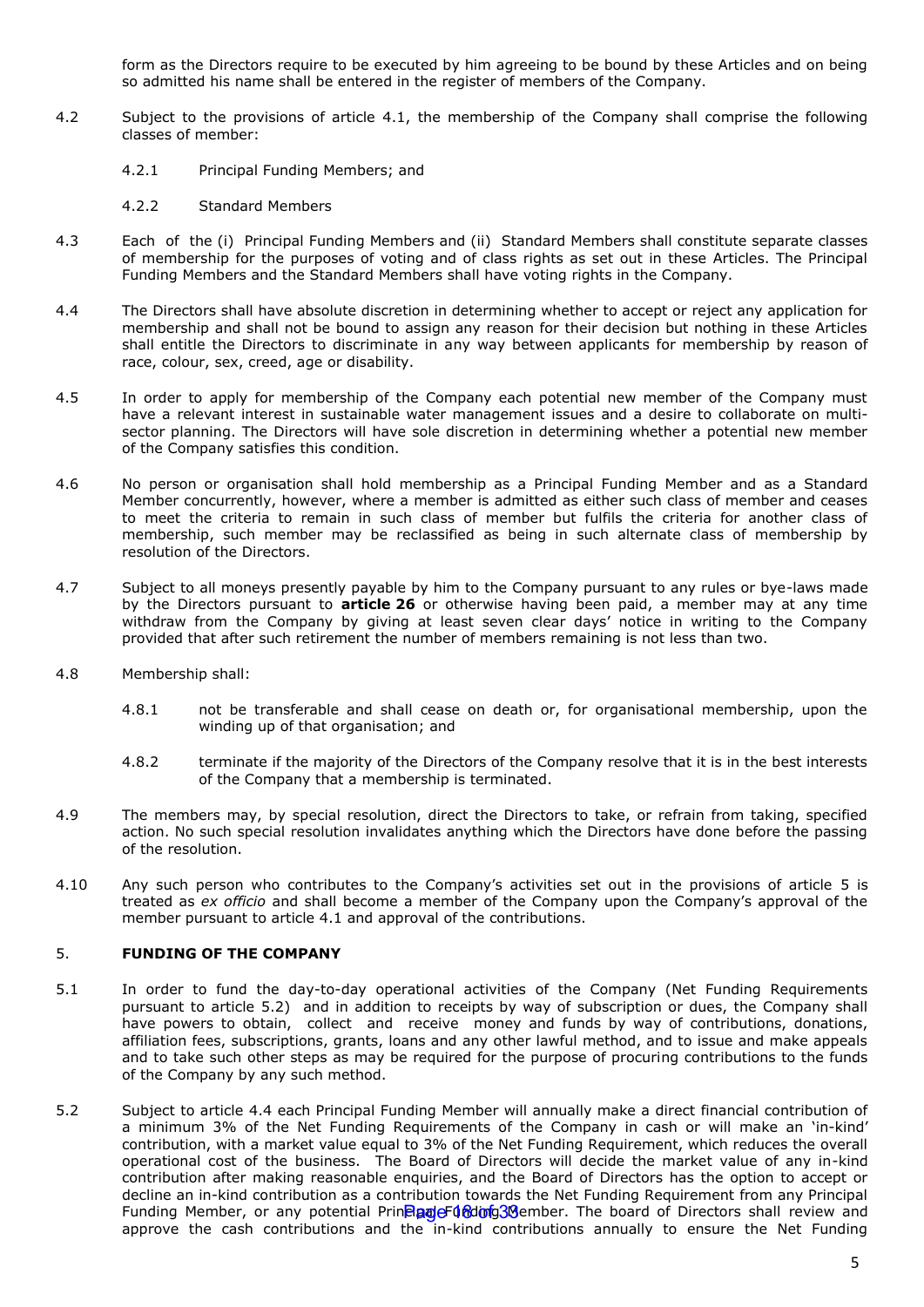form as the Directors require to be executed by him agreeing to be bound by these Articles and on being so admitted his name shall be entered in the register of members of the Company.

4.2 Subject to the provisions of article 4.1, the membership of the Company shall comprise the following classes of member:

4.2.1 Principal Funding Members; and

4.2.2 Standard Members

4.3 Each of the (i) Principal Funding Members and (ii) Standard Members shall constitute separate classes of membership for the purposes of voting and of class rights as set out in these Articles. The Principal Funding Members and the Standard Members shall have voting rights in the Company.

4.4 The Directors shall have absolute discretion in determining whether to accept or reject any application for membership and shall not be bound to assign any reason for their decision but nothing in these Articles shall entitle the Directors to discriminate in any way between applicants for membership by reason of race, colour, sex, creed, age or disability.

4.5 In order to apply for membership of the Company each potential new member of the Company must have a relevant interest in sustainable water management issues and a desire to collaborate on multi-sector planning. The Directors will have sole discretion in determining whether a potential new member of the Company satisfies this condition.

4.6 No person or organisation shall hold membership as a Principal Funding Member and as a Standard Member concurrently, however, where a member is admitted as either such class of member and ceases to meet the criteria to remain in such class of member but fulfils the criteria for another class of membership, such member may be reclassified as being in such alternate class of membership by resolution of the Directors.

4.7 Subject to all moneys presently payable by him to the Company pursuant to any rules or bye-laws made by the Directors pursuant to **article 26** or otherwise having been paid, a member may at any time withdraw from the Company by giving at least seven clear days' notice in writing to the Company provided that after such retirement the number of members remaining is not less than two.

4.8 Membership shall:

4.8.1 not be transferable and shall cease on death or, for organisational membership, upon the winding up of that organisation; and

4.8.2 terminate if the majority of the Directors of the Company resolve that it is in the best interests of the Company that a membership is terminated.

4.9 The members may, by special resolution, direct the Directors to take, or refrain from taking, specified action. No such special resolution invalidates anything which the Directors have done before the passing of the resolution.

4.10 Any such person who contributes to the Company's activities set out in the provisions of article 5 is treated as *ex officio* and shall become a member of the Company upon the Company's approval of the member pursuant to article 4.1 and approval of the contributions.

## 5. FUNDING OF THE COMPANY

5.1 In order to fund the day-to-day operational activities of the Company (Net Funding Requirements pursuant to article 5.2) and in addition to receipts by way of subscription or dues, the Company shall have powers to obtain, collect and receive money and funds by way of contributions, donations, affiliation fees, subscriptions, grants, loans and any other lawful method, and to issue and make appeals and to take such other steps as may be required for the purpose of procuring contributions to the funds of the Company by any such method.

5.2 Subject to article 4.4 each Principal Funding Member will annually make a direct financial contribution of a minimum 3% of the Net Funding Requirements of the Company in cash or will make an 'in-kind' contribution, with a market value equal to 3% of the Net Funding Requirement, which reduces the overall operational cost of the business. The Board of Directors will decide the market value of any in-kind contribution after making reasonable enquiries, and the Board of Directors has the option to accept or decline an in-kind contribution as a contribution towards the Net Funding Requirement from any Principal Funding Member, or any potential Principal Funding Member. The board of Directors shall review and approve the cash contributions and the in-kind contributions annually to ensure the Net Funding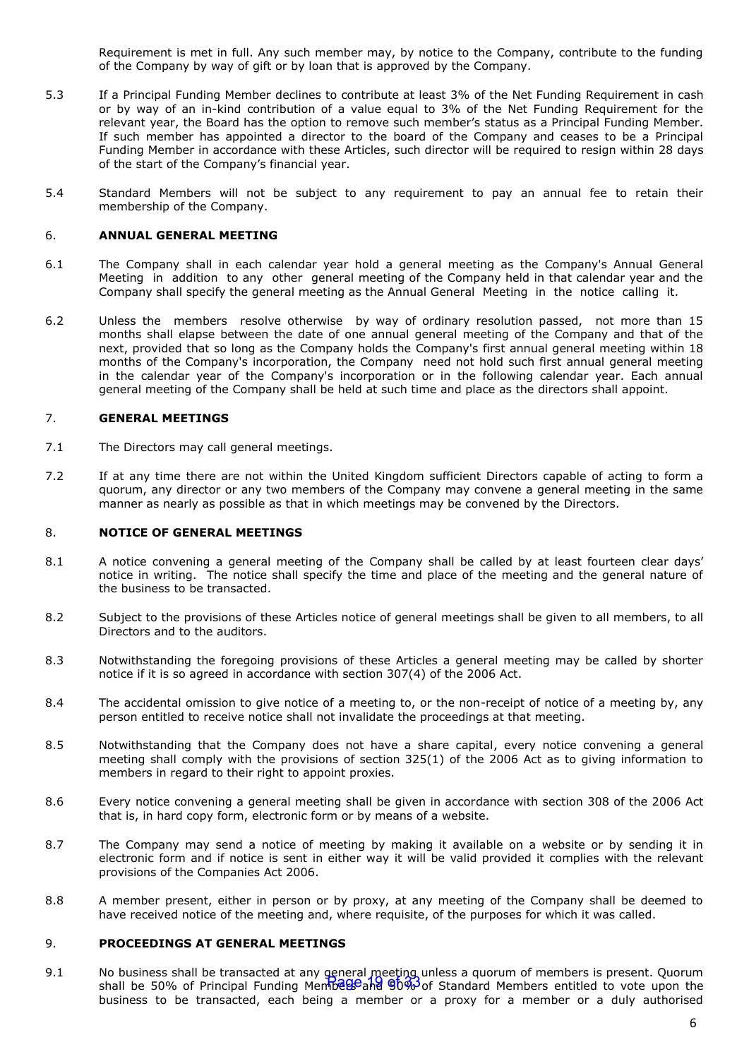Requirement is met in full. Any such member may, by notice to the Company, contribute to the funding of the Company by way of gift or by loan that is approved by the Company.

5.3 If a Principal Funding Member declines to contribute at least 3% of the Net Funding Requirement in cash or by way of an in-kind contribution of a value equal to 3% of the Net Funding Requirement for the relevant year, the Board has the option to remove such member's status as a Principal Funding Member. If such member has appointed a director to the board of the Company and ceases to be a Principal Funding Member in accordance with these Articles, such director will be required to resign within 28 days of the start of the Company's financial year.

5.4 Standard Members will not be subject to any requirement to pay an annual fee to retain their membership of the Company.

## 6. ANNUAL GENERAL MEETING

6.1 The Company shall in each calendar year hold a general meeting as the Company's Annual General Meeting in addition to any other general meeting of the Company held in that calendar year and the Company shall specify the general meeting as the Annual General Meeting in the notice calling it.

6.2 Unless the members resolve otherwise by way of ordinary resolution passed, not more than 15 months shall elapse between the date of one annual general meeting of the Company and that of the next, provided that so long as the Company holds the Company's first annual general meeting within 18 months of the Company's incorporation, the Company need not hold such first annual general meeting in the calendar year of the Company's incorporation or in the following calendar year. Each annual general meeting of the Company shall be held at such time and place as the directors shall appoint.

## 7. GENERAL MEETINGS

7.1 The Directors may call general meetings.

7.2 If at any time there are not within the United Kingdom sufficient Directors capable of acting to form a quorum, any director or any two members of the Company may convene a general meeting in the same manner as nearly as possible as that in which meetings may be convened by the Directors.

## 8. NOTICE OF GENERAL MEETINGS

8.1 A notice convening a general meeting of the Company shall be called by at least fourteen clear days' notice in writing. The notice shall specify the time and place of the meeting and the general nature of the business to be transacted.

8.2 Subject to the provisions of these Articles notice of general meetings shall be given to all members, to all Directors and to the auditors.

8.3 Notwithstanding the foregoing provisions of these Articles a general meeting may be called by shorter notice if it is so agreed in accordance with section 307(4) of the 2006 Act.

8.4 The accidental omission to give notice of a meeting to, or the non-receipt of notice of a meeting by, any person entitled to receive notice shall not invalidate the proceedings at that meeting.

8.5 Notwithstanding that the Company does not have a share capital, every notice convening a general meeting shall comply with the provisions of section 325(1) of the 2006 Act as to giving information to members in regard to their right to appoint proxies.

8.6 Every notice convening a general meeting shall be given in accordance with section 308 of the 2006 Act that is, in hard copy form, electronic form or by means of a website.

8.7 The Company may send a notice of meeting by making it available on a website or by sending it in electronic form and if notice is sent in either way it will be valid provided it complies with the relevant provisions of the Companies Act 2006.

8.8 A member present, either in person or by proxy, at any meeting of the Company shall be deemed to have received notice of the meeting and, where requisite, of the purposes for which it was called.

## 9. PROCEEDINGS AT GENERAL MEETINGS

9.1 No business shall be transacted at any general meeting unless a quorum of members is present. Quorum shall be 50% of Principal Funding Members and 50% of Standard Members entitled to vote upon the business to be transacted, each being a member or a proxy for a member or a duly authorised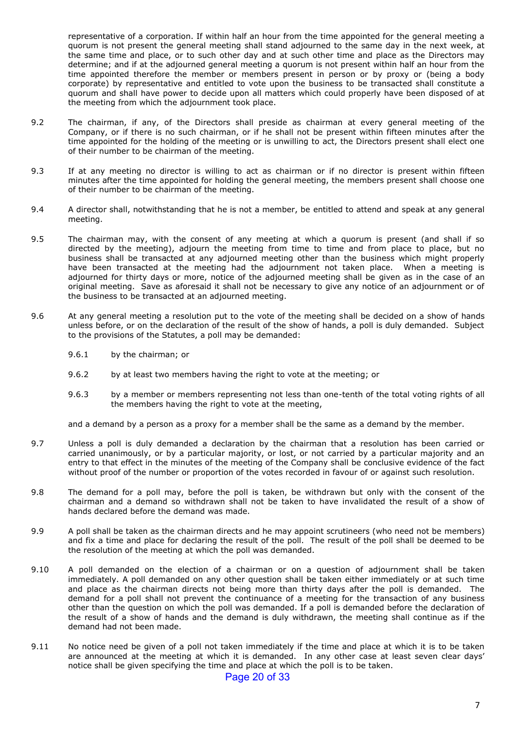representative of a corporation. If within half an hour from the time appointed for the general meeting a quorum is not present the general meeting shall stand adjourned to the same day in the next week, at the same time and place, or to such other day and at such other time and place as the Directors may determine; and if at the adjourned general meeting a quorum is not present within half an hour from the time appointed therefore the member or members present in person or by proxy or (being a body corporate) by representative and entitled to vote upon the business to be transacted shall constitute a quorum and shall have power to decide upon all matters which could properly have been disposed of at the meeting from which the adjournment took place.

9.2 The chairman, if any, of the Directors shall preside as chairman at every general meeting of the Company, or if there is no such chairman, or if he shall not be present within fifteen minutes after the time appointed for the holding of the meeting or is unwilling to act, the Directors present shall elect one of their number to be chairman of the meeting.

9.3 If at any meeting no director is willing to act as chairman or if no director is present within fifteen minutes after the time appointed for holding the general meeting, the members present shall choose one of their number to be chairman of the meeting.

9.4 A director shall, notwithstanding that he is not a member, be entitled to attend and speak at any general meeting.

9.5 The chairman may, with the consent of any meeting at which a quorum is present (and shall if so directed by the meeting), adjourn the meeting from time to time and from place to place, but no business shall be transacted at any adjourned meeting other than the business which might properly have been transacted at the meeting had the adjournment not taken place. When a meeting is adjourned for thirty days or more, notice of the adjourned meeting shall be given as in the case of an original meeting. Save as aforesaid it shall not be necessary to give any notice of an adjournment or of the business to be transacted at an adjourned meeting.

9.6 At any general meeting a resolution put to the vote of the meeting shall be decided on a show of hands unless before, or on the declaration of the result of the show of hands, a poll is duly demanded. Subject to the provisions of the Statutes, a poll may be demanded:

9.6.1 by the chairman; or

9.6.2 by at least two members having the right to vote at the meeting; or

9.6.3 by a member or members representing not less than one-tenth of the total voting rights of all the members having the right to vote at the meeting,

and a demand by a person as a proxy for a member shall be the same as a demand by the member.

9.7 Unless a poll is duly demanded a declaration by the chairman that a resolution has been carried or carried unanimously, or by a particular majority, or lost, or not carried by a particular majority and an entry to that effect in the minutes of the meeting of the Company shall be conclusive evidence of the fact without proof of the number or proportion of the votes recorded in favour of or against such resolution.

9.8 The demand for a poll may, before the poll is taken, be withdrawn but only with the consent of the chairman and a demand so withdrawn shall not be taken to have invalidated the result of a show of hands declared before the demand was made.

9.9 A poll shall be taken as the chairman directs and he may appoint scrutineers (who need not be members) and fix a time and place for declaring the result of the poll. The result of the poll shall be deemed to be the resolution of the meeting at which the poll was demanded.

9.10 A poll demanded on the election of a chairman or on a question of adjournment shall be taken immediately. A poll demanded on any other question shall be taken either immediately or at such time and place as the chairman directs not being more than thirty days after the poll is demanded. The demand for a poll shall not prevent the continuance of a meeting for the transaction of any business other than the question on which the poll was demanded. If a poll is demanded before the declaration of the result of a show of hands and the demand is duly withdrawn, the meeting shall continue as if the demand had not been made.

9.11 No notice need be given of a poll not taken immediately if the time and place at which it is to be taken are announced at the meeting at which it is demanded. In any other case at least seven clear days' notice shall be given specifying the time and place at which the poll is to be taken.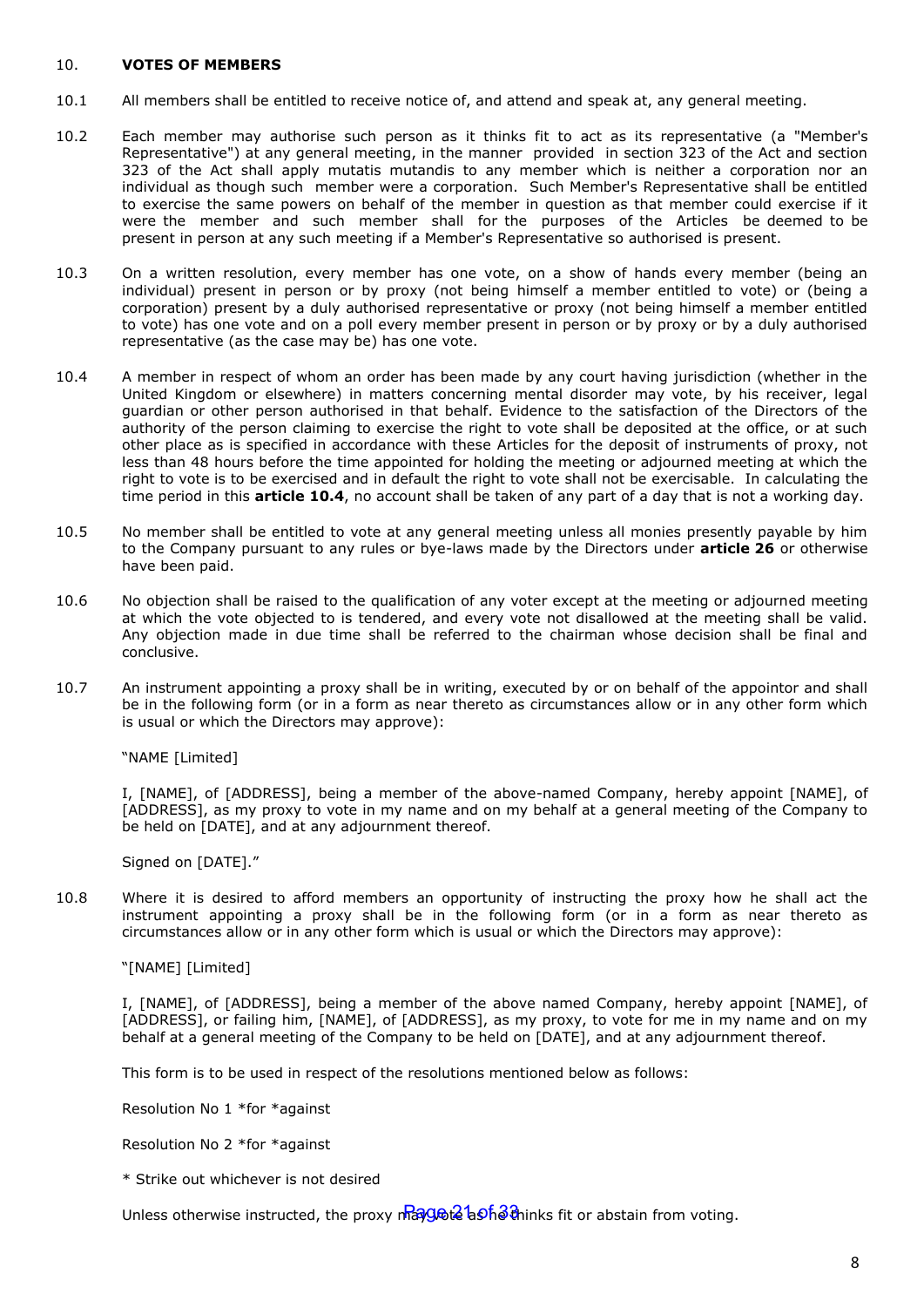## 10. VOTES OF MEMBERS

10.1 All members shall be entitled to receive notice of, and attend and speak at, any general meeting.

10.2 Each member may authorise such person as it thinks fit to act as its representative (a "Member's Representative") at any general meeting, in the manner provided in section 323 of the Act and section 323 of the Act shall apply mutatis mutandis to any member which is neither a corporation nor an individual as though such member were a corporation. Such Member's Representative shall be entitled to exercise the same powers on behalf of the member in question as that member could exercise if it were the member and such member shall for the purposes of the Articles be deemed to be present in person at any such meeting if a Member's Representative so authorised is present.

10.3 On a written resolution, every member has one vote, on a show of hands every member (being an individual) present in person or by proxy (not being himself a member entitled to vote) or (being a corporation) present by a duly authorised representative or proxy (not being himself a member entitled to vote) has one vote and on a poll every member present in person or by proxy or by a duly authorised representative (as the case may be) has one vote.

10.4 A member in respect of whom an order has been made by any court having jurisdiction (whether in the United Kingdom or elsewhere) in matters concerning mental disorder may vote, by his receiver, legal guardian or other person authorised in that behalf. Evidence to the satisfaction of the Directors of the authority of the person claiming to exercise the right to vote shall be deposited at the office, or at such other place as is specified in accordance with these Articles for the deposit of instruments of proxy, not less than 48 hours before the time appointed for holding the meeting or adjourned meeting at which the right to vote is to be exercised and in default the right to vote shall not be exercisable. In calculating the time period in this **article 10.4**, no account shall be taken of any part of a day that is not a working day.

10.5 No member shall be entitled to vote at any general meeting unless all monies presently payable by him to the Company pursuant to any rules or bye-laws made by the Directors under **article 26** or otherwise have been paid.

10.6 No objection shall be raised to the qualification of any voter except at the meeting or adjourned meeting at which the vote objected to is tendered, and every vote not disallowed at the meeting shall be valid. Any objection made in due time shall be referred to the chairman whose decision shall be final and conclusive.

10.7 An instrument appointing a proxy shall be in writing, executed by or on behalf of the appointor and shall be in the following form (or in a form as near thereto as circumstances allow or in any other form which is usual or which the Directors may approve):

"NAME [Limited]

I, [NAME], of [ADDRESS], being a member of the above-named Company, hereby appoint [NAME], of [ADDRESS], as my proxy to vote in my name and on my behalf at a general meeting of the Company to be held on [DATE], and at any adjournment thereof.

Signed on [DATE]."

10.8 Where it is desired to afford members an opportunity of instructing the proxy how he shall act the instrument appointing a proxy shall be in the following form (or in a form as near thereto as circumstances allow or in any other form which is usual or which the Directors may approve):

"[NAME] [Limited]

I, [NAME], of [ADDRESS], being a member of the above named Company, hereby appoint [NAME], of [ADDRESS], or failing him, [NAME], of [ADDRESS], as my proxy, to vote for me in my name and on my behalf at a general meeting of the Company to be held on [DATE], and at any adjournment thereof.

This form is to be used in respect of the resolutions mentioned below as follows:

Resolution No 1 *for *against

Resolution No 2 *for *against

* Strike out whichever is not desired

Unless otherwise instructed, the proxy may vote as he thinks fit or abstain from voting.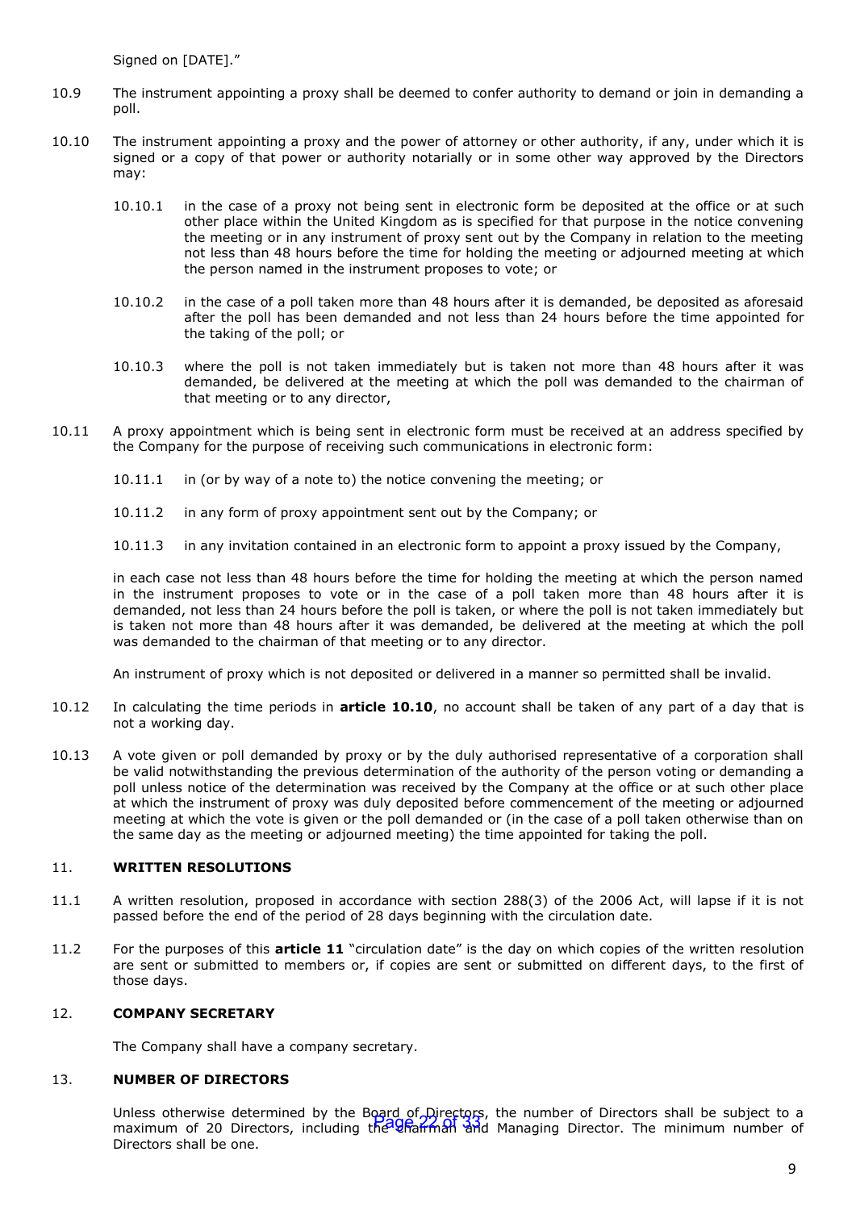Signed on [DATE]."

10.9 The instrument appointing a proxy shall be deemed to confer authority to demand or join in demanding a poll.

10.10 The instrument appointing a proxy and the power of attorney or other authority, if any, under which it is signed or a copy of that power or authority notarially or in some other way approved by the Directors may:

10.10.1 in the case of a proxy not being sent in electronic form be deposited at the office or at such other place within the United Kingdom as is specified for that purpose in the notice convening the meeting or in any instrument of proxy sent out by the Company in relation to the meeting not less than 48 hours before the time for holding the meeting or adjourned meeting at which the person named in the instrument proposes to vote; or

10.10.2 in the case of a poll taken more than 48 hours after it is demanded, be deposited as aforesaid after the poll has been demanded and not less than 24 hours before the time appointed for the taking of the poll; or

10.10.3 where the poll is not taken immediately but is taken not more than 48 hours after it was demanded, be delivered at the meeting at which the poll was demanded to the chairman of that meeting or to any director,

10.11 A proxy appointment which is being sent in electronic form must be received at an address specified by the Company for the purpose of receiving such communications in electronic form:

10.11.1 in (or by way of a note to) the notice convening the meeting; or

10.11.2 in any form of proxy appointment sent out by the Company; or

10.11.3 in any invitation contained in an electronic form to appoint a proxy issued by the Company,

in each case not less than 48 hours before the time for holding the meeting at which the person named in the instrument proposes to vote or in the case of a poll taken more than 48 hours after it is demanded, not less than 24 hours before the poll is taken, or where the poll is not taken immediately but is taken not more than 48 hours after it was demanded, be delivered at the meeting at which the poll was demanded to the chairman of that meeting or to any director.

An instrument of proxy which is not deposited or delivered in a manner so permitted shall be invalid.

10.12 In calculating the time periods in **article 10.10**, no account shall be taken of any part of a day that is not a working day.

10.13 A vote given or poll demanded by proxy or by the duly authorised representative of a corporation shall be valid notwithstanding the previous determination of the authority of the person voting or demanding a poll unless notice of the determination was received by the Company at the office or at such other place at which the instrument of proxy was duly deposited before commencement of the meeting or adjourned meeting at which the vote is given or the poll demanded or (in the case of a poll taken otherwise than on the same day as the meeting or adjourned meeting) the time appointed for taking the poll.

## 11. WRITTEN RESOLUTIONS

11.1 A written resolution, proposed in accordance with section 288(3) of the 2006 Act, will lapse if it is not passed before the end of the period of 28 days beginning with the circulation date.

11.2 For the purposes of this **article 11** "circulation date" is the day on which copies of the written resolution are sent or submitted to members or, if copies are sent or submitted on different days, to the first of those days.

## 12. COMPANY SECRETARY

The Company shall have a company secretary.

## 13. NUMBER OF DIRECTORS

Unless otherwise determined by the Board of Directors, the number of Directors shall be subject to a maximum of 20 Directors, including the Chairman and Managing Director. The minimum number of Directors shall be one.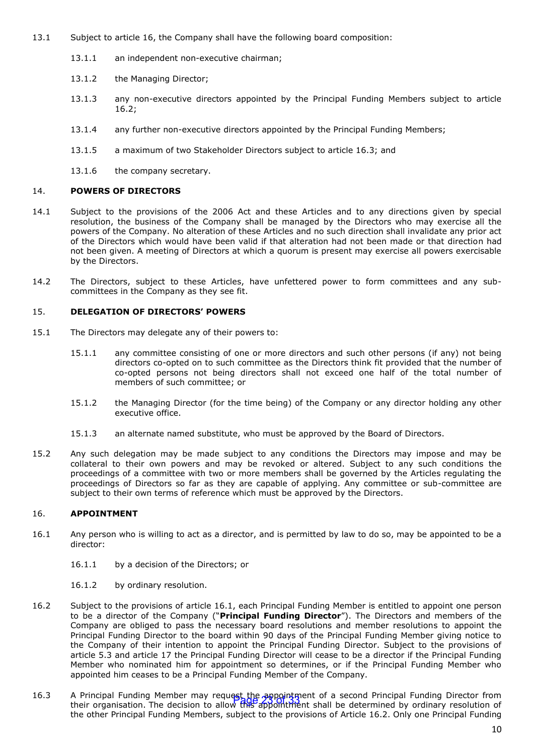13.1 Subject to article 16, the Company shall have the following board composition:

13.1.1 an independent non-executive chairman;

13.1.2 the Managing Director;

13.1.3 any non-executive directors appointed by the Principal Funding Members subject to article 16.2;

13.1.4 any further non-executive directors appointed by the Principal Funding Members;

13.1.5 a maximum of two Stakeholder Directors subject to article 16.3; and

13.1.6 the company secretary.

## 14. POWERS OF DIRECTORS

14.1 Subject to the provisions of the 2006 Act and these Articles and to any directions given by special resolution, the business of the Company shall be managed by the Directors who may exercise all the powers of the Company. No alteration of these Articles and no such direction shall invalidate any prior act of the Directors which would have been valid if that alteration had not been made or that direction had not been given. A meeting of Directors at which a quorum is present may exercise all powers exercisable by the Directors.

14.2 The Directors, subject to these Articles, have unfettered power to form committees and any sub-committees in the Company as they see fit.

## 15. DELEGATION OF DIRECTORS' POWERS

15.1 The Directors may delegate any of their powers to:

15.1.1 any committee consisting of one or more directors and such other persons (if any) not being directors co-opted on to such committee as the Directors think fit provided that the number of co-opted persons not being directors shall not exceed one half of the total number of members of such committee; or

15.1.2 the Managing Director (for the time being) of the Company or any director holding any other executive office.

15.1.3 an alternate named substitute, who must be approved by the Board of Directors.

15.2 Any such delegation may be made subject to any conditions the Directors may impose and may be collateral to their own powers and may be revoked or altered. Subject to any such conditions the proceedings of a committee with two or more members shall be governed by the Articles regulating the proceedings of Directors so far as they are capable of applying. Any committee or sub-committee are subject to their own terms of reference which must be approved by the Directors.

## 16. APPOINTMENT

16.1 Any person who is willing to act as a director, and is permitted by law to do so, may be appointed to be a director:

16.1.1 by a decision of the Directors; or

16.1.2 by ordinary resolution.

16.2 Subject to the provisions of article 16.1, each Principal Funding Member is entitled to appoint one person to be a director of the Company ("**Principal Funding Director**"). The Directors and members of the Company are obliged to pass the necessary board resolutions and member resolutions to appoint the Principal Funding Director to the board within 90 days of the Principal Funding Member giving notice to the Company of their intention to appoint the Principal Funding Director. Subject to the provisions of article 5.3 and article 17 the Principal Funding Director will cease to be a director if the Principal Funding Member who nominated him for appointment so determines, or if the Principal Funding Member who appointed him ceases to be a Principal Funding Member of the Company.

16.3 A Principal Funding Member may request the appointment of a second Principal Funding Director from their organisation. The decision to allow this appointment shall be determined by ordinary resolution of the other Principal Funding Members, subject to the provisions of Article 16.2. Only one Principal Funding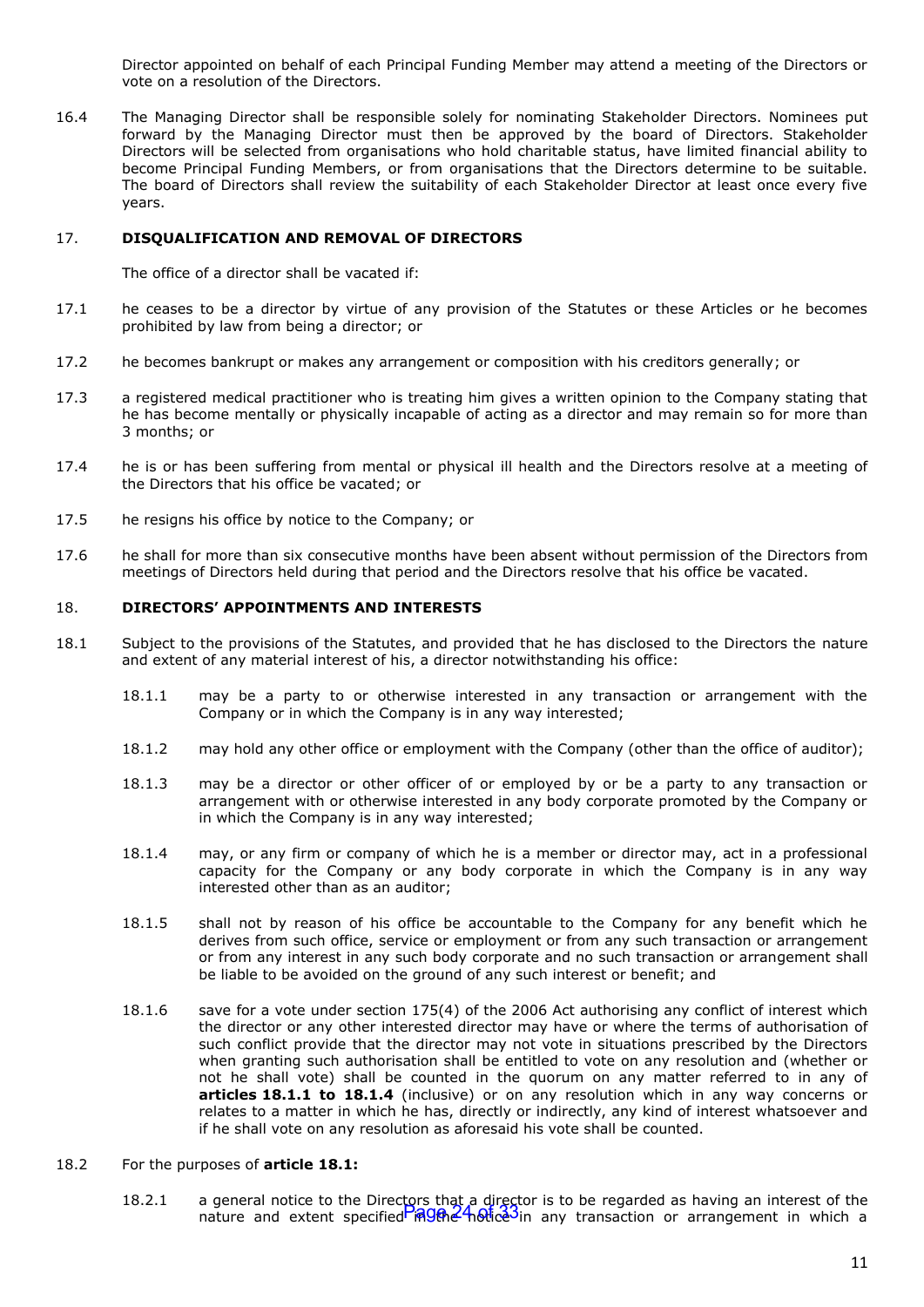Director appointed on behalf of each Principal Funding Member may attend a meeting of the Directors or vote on a resolution of the Directors.

16.4 The Managing Director shall be responsible solely for nominating Stakeholder Directors. Nominees put forward by the Managing Director must then be approved by the board of Directors. Stakeholder Directors will be selected from organisations who hold charitable status, have limited financial ability to become Principal Funding Members, or from organisations that the Directors determine to be suitable. The board of Directors shall review the suitability of each Stakeholder Director at least once every five years.

## 17. DISQUALIFICATION AND REMOVAL OF DIRECTORS

The office of a director shall be vacated if:

17.1 he ceases to be a director by virtue of any provision of the Statutes or these Articles or he becomes prohibited by law from being a director; or

17.2 he becomes bankrupt or makes any arrangement or composition with his creditors generally; or

17.3 a registered medical practitioner who is treating him gives a written opinion to the Company stating that he has become mentally or physically incapable of acting as a director and may remain so for more than 3 months; or

17.4 he is or has been suffering from mental or physical ill health and the Directors resolve at a meeting of the Directors that his office be vacated; or

17.5 he resigns his office by notice to the Company; or

17.6 he shall for more than six consecutive months have been absent without permission of the Directors from meetings of Directors held during that period and the Directors resolve that his office be vacated.

## 18. DIRECTORS' APPOINTMENTS AND INTERESTS

18.1 Subject to the provisions of the Statutes, and provided that he has disclosed to the Directors the nature and extent of any material interest of his, a director notwithstanding his office:

18.1.1 may be a party to or otherwise interested in any transaction or arrangement with the Company or in which the Company is in any way interested;

18.1.2 may hold any other office or employment with the Company (other than the office of auditor);

18.1.3 may be a director or other officer of or employed by or be a party to any transaction or arrangement with or otherwise interested in any body corporate promoted by the Company or in which the Company is in any way interested;

18.1.4 may, or any firm or company of which he is a member or director may, act in a professional capacity for the Company or any body corporate in which the Company is in any way interested other than as an auditor;

18.1.5 shall not by reason of his office be accountable to the Company for any benefit which he derives from such office, service or employment or from any such transaction or arrangement or from any interest in any such body corporate and no such transaction or arrangement shall be liable to be avoided on the ground of any such interest or benefit; and

18.1.6 save for a vote under section 175(4) of the 2006 Act authorising any conflict of interest which the director or any other interested director may have or where the terms of authorisation of such conflict provide that the director may not vote in situations prescribed by the Directors when granting such authorisation shall be entitled to vote on any resolution and (whether or not he shall vote) shall be counted in the quorum on any matter referred to in any of **articles 18.1.1 to 18.1.4** (inclusive) or on any resolution which in any way concerns or relates to a matter in which he has, directly or indirectly, any kind of interest whatsoever and if he shall vote on any resolution as aforesaid his vote shall be counted.

18.2 For the purposes of **article 18.1:**

18.2.1 a general notice to the Directors that a director is to be regarded as having an interest of the nature and extent specified in the notice in any transaction or arrangement in which a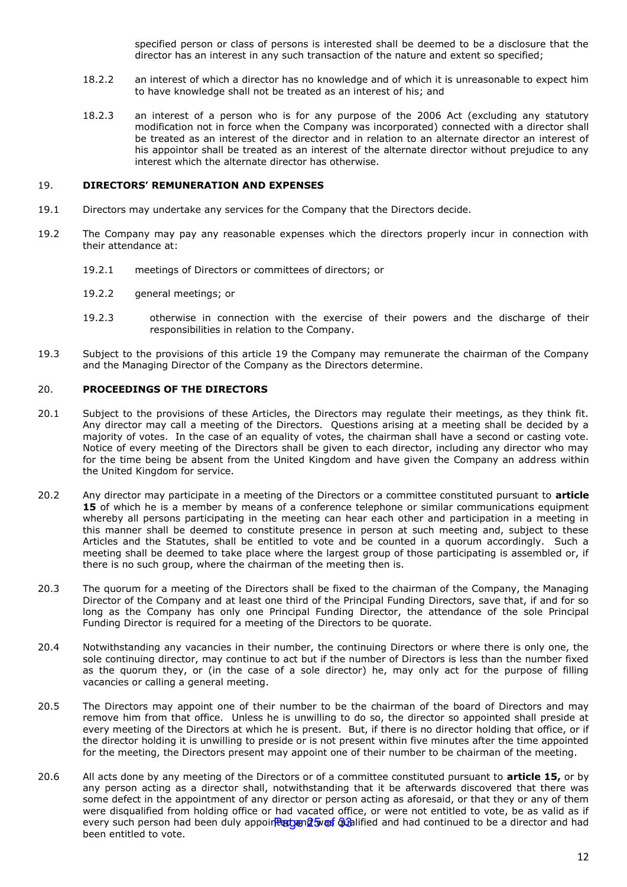specified person or class of persons is interested shall be deemed to be a disclosure that the director has an interest in any such transaction of the nature and extent so specified;

18.2.2 an interest of which a director has no knowledge and of which it is unreasonable to expect him to have knowledge shall not be treated as an interest of his; and

18.2.3 an interest of a person who is for any purpose of the 2006 Act (excluding any statutory modification not in force when the Company was incorporated) connected with a director shall be treated as an interest of the director and in relation to an alternate director an interest of his appointor shall be treated as an interest of the alternate director without prejudice to any interest which the alternate director has otherwise.

## 19. DIRECTORS' REMUNERATION AND EXPENSES

19.1 Directors may undertake any services for the Company that the Directors decide.

19.2 The Company may pay any reasonable expenses which the directors properly incur in connection with their attendance at:

19.2.1 meetings of Directors or committees of directors; or

19.2.2 general meetings; or

19.2.3 otherwise in connection with the exercise of their powers and the discharge of their responsibilities in relation to the Company.

19.3 Subject to the provisions of this article 19 the Company may remunerate the chairman of the Company and the Managing Director of the Company as the Directors determine.

## 20. PROCEEDINGS OF THE DIRECTORS

20.1 Subject to the provisions of these Articles, the Directors may regulate their meetings, as they think fit. Any director may call a meeting of the Directors. Questions arising at a meeting shall be decided by a majority of votes. In the case of an equality of votes, the chairman shall have a second or casting vote. Notice of every meeting of the Directors shall be given to each director, including any director who may for the time being be absent from the United Kingdom and have given the Company an address within the United Kingdom for service.

20.2 Any director may participate in a meeting of the Directors or a committee constituted pursuant to **article 15** of which he is a member by means of a conference telephone or similar communications equipment whereby all persons participating in the meeting can hear each other and participation in a meeting in this manner shall be deemed to constitute presence in person at such meeting and, subject to these Articles and the Statutes, shall be entitled to vote and be counted in a quorum accordingly. Such a meeting shall be deemed to take place where the largest group of those participating is assembled or, if there is no such group, where the chairman of the meeting then is.

20.3 The quorum for a meeting of the Directors shall be fixed to the chairman of the Company, the Managing Director of the Company and at least one third of the Principal Funding Directors, save that, if and for so long as the Company has only one Principal Funding Director, the attendance of the sole Principal Funding Director is required for a meeting of the Directors to be quorate.

20.4 Notwithstanding any vacancies in their number, the continuing Directors or where there is only one, the sole continuing director, may continue to act but if the number of Directors is less than the number fixed as the quorum they, or (in the case of a sole director) he, may only act for the purpose of filling vacancies or calling a general meeting.

20.5 The Directors may appoint one of their number to be the chairman of the board of Directors and may remove him from that office. Unless he is unwilling to do so, the director so appointed shall preside at every meeting of the Directors at which he is present. But, if there is no director holding that office, or if the director holding it is unwilling to preside or is not present within five minutes after the time appointed for the meeting, the Directors present may appoint one of their number to be chairman of the meeting.

20.6 All acts done by any meeting of the Directors or of a committee constituted pursuant to **article 15,** or by any person acting as a director shall, notwithstanding that it be afterwards discovered that there was some defect in the appointment of any director or person acting as aforesaid, or that they or any of them were disqualified from holding office or had vacated office, or were not entitled to vote, be as valid as if every such person had been duly appointed and was qualified and had continued to be a director and had been entitled to vote.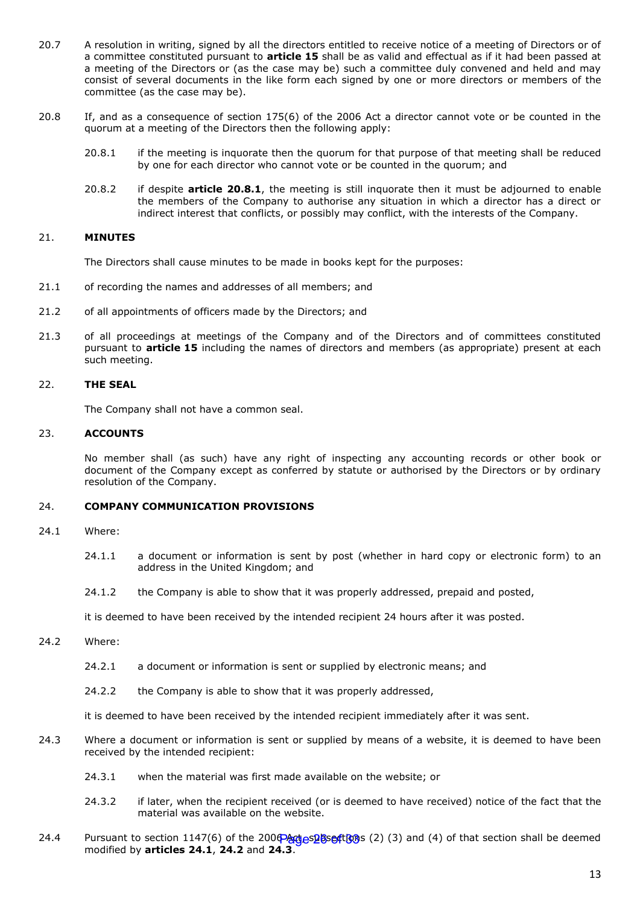20.7 A resolution in writing, signed by all the directors entitled to receive notice of a meeting of Directors or of a committee constituted pursuant to **article 15** shall be as valid and effectual as if it had been passed at a meeting of the Directors or (as the case may be) such a committee duly convened and held and may consist of several documents in the like form each signed by one or more directors or members of the committee (as the case may be).

20.8 If, and as a consequence of section 175(6) of the 2006 Act a director cannot vote or be counted in the quorum at a meeting of the Directors then the following apply:

20.8.1 if the meeting is inquorate then the quorum for that purpose of that meeting shall be reduced by one for each director who cannot vote or be counted in the quorum; and

20.8.2 if despite **article 20.8.1**, the meeting is still inquorate then it must be adjourned to enable the members of the Company to authorise any situation in which a director has a direct or indirect interest that conflicts, or possibly may conflict, with the interests of the Company.

## 21. MINUTES

The Directors shall cause minutes to be made in books kept for the purposes:

21.1 of recording the names and addresses of all members; and

21.2 of all appointments of officers made by the Directors; and

21.3 of all proceedings at meetings of the Company and of the Directors and of committees constituted pursuant to **article 15** including the names of directors and members (as appropriate) present at each such meeting.

## 22. THE SEAL

The Company shall not have a common seal.

## 23. ACCOUNTS

No member shall (as such) have any right of inspecting any accounting records or other book or document of the Company except as conferred by statute or authorised by the Directors or by ordinary resolution of the Company.

## 24. COMPANY COMMUNICATION PROVISIONS

24.1 Where:

24.1.1 a document or information is sent by post (whether in hard copy or electronic form) to an address in the United Kingdom; and

24.1.2 the Company is able to show that it was properly addressed, prepaid and posted,

it is deemed to have been received by the intended recipient 24 hours after it was posted.

24.2 Where:

24.2.1 a document or information is sent or supplied by electronic means; and

24.2.2 the Company is able to show that it was properly addressed,

it is deemed to have been received by the intended recipient immediately after it was sent.

24.3 Where a document or information is sent or supplied by means of a website, it is deemed to have been received by the intended recipient:

24.3.1 when the material was first made available on the website; or

24.3.2 if later, when the recipient received (or is deemed to have received) notice of the fact that the material was available on the website.

24.4 Pursuant to section 1147(6) of the 2006 Act, subsections (2) (3) and (4) of that section shall be deemed modified by **articles 24.1**, **24.2** and **24.3**.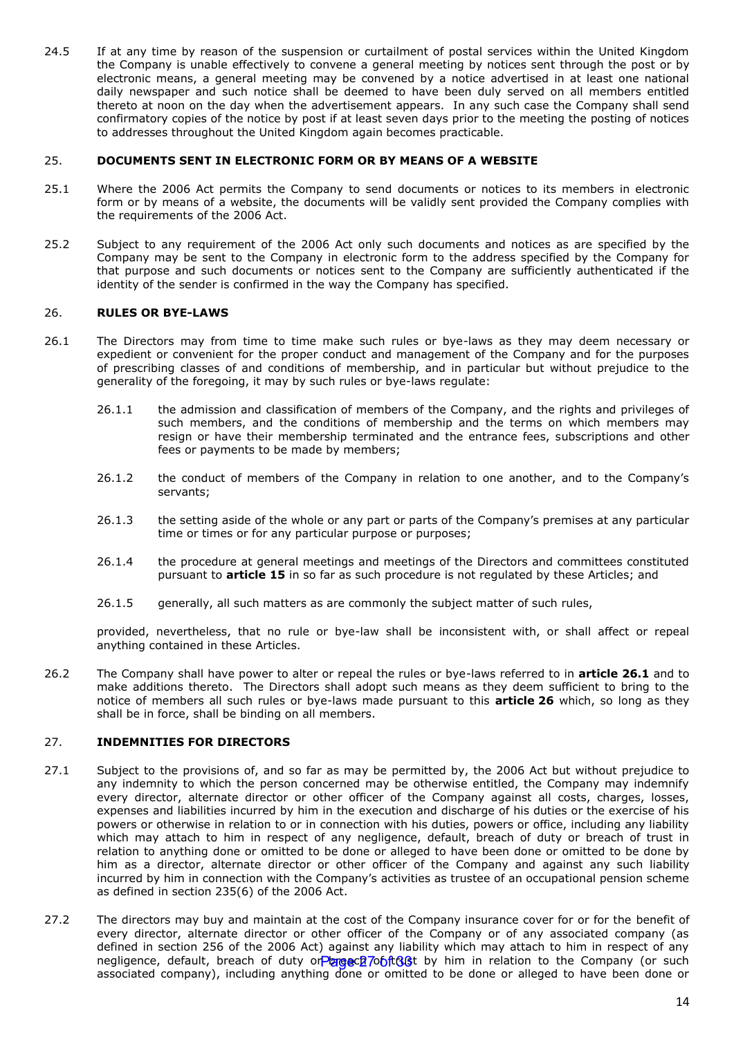24.5 If at any time by reason of the suspension or curtailment of postal services within the United Kingdom the Company is unable effectively to convene a general meeting by notices sent through the post or by electronic means, a general meeting may be convened by a notice advertised in at least one national daily newspaper and such notice shall be deemed to have been duly served on all members entitled thereto at noon on the day when the advertisement appears. In any such case the Company shall send confirmatory copies of the notice by post if at least seven days prior to the meeting the posting of notices to addresses throughout the United Kingdom again becomes practicable.

## 25. DOCUMENTS SENT IN ELECTRONIC FORM OR BY MEANS OF A WEBSITE

25.1 Where the 2006 Act permits the Company to send documents or notices to its members in electronic form or by means of a website, the documents will be validly sent provided the Company complies with the requirements of the 2006 Act.

25.2 Subject to any requirement of the 2006 Act only such documents and notices as are specified by the Company may be sent to the Company in electronic form to the address specified by the Company for that purpose and such documents or notices sent to the Company are sufficiently authenticated if the identity of the sender is confirmed in the way the Company has specified.

## 26. RULES OR BYE-LAWS

26.1 The Directors may from time to time make such rules or bye-laws as they may deem necessary or expedient or convenient for the proper conduct and management of the Company and for the purposes of prescribing classes of and conditions of membership, and in particular but without prejudice to the generality of the foregoing, it may by such rules or bye-laws regulate:

26.1.1 the admission and classification of members of the Company, and the rights and privileges of such members, and the conditions of membership and the terms on which members may resign or have their membership terminated and the entrance fees, subscriptions and other fees or payments to be made by members;

26.1.2 the conduct of members of the Company in relation to one another, and to the Company's servants;

26.1.3 the setting aside of the whole or any part or parts of the Company's premises at any particular time or times or for any particular purpose or purposes;

26.1.4 the procedure at general meetings and meetings of the Directors and committees constituted pursuant to **article 15** in so far as such procedure is not regulated by these Articles; and

26.1.5 generally, all such matters as are commonly the subject matter of such rules,

provided, nevertheless, that no rule or bye-law shall be inconsistent with, or shall affect or repeal anything contained in these Articles.

26.2 The Company shall have power to alter or repeal the rules or bye-laws referred to in **article 26.1** and to make additions thereto. The Directors shall adopt such means as they deem sufficient to bring to the notice of members all such rules or bye-laws made pursuant to this **article 26** which, so long as they shall be in force, shall be binding on all members.

## 27. INDEMNITIES FOR DIRECTORS

27.1 Subject to the provisions of, and so far as may be permitted by, the 2006 Act but without prejudice to any indemnity to which the person concerned may be otherwise entitled, the Company may indemnify every director, alternate director or other officer of the Company against all costs, charges, losses, expenses and liabilities incurred by him in the execution and discharge of his duties or the exercise of his powers or otherwise in relation to or in connection with his duties, powers or office, including any liability which may attach to him in respect of any negligence, default, breach of duty or breach of trust in relation to anything done or omitted to be done or alleged to have been done or omitted to be done by him as a director, alternate director or other officer of the Company and against any such liability incurred by him in connection with the Company's activities as trustee of an occupational pension scheme as defined in section 235(6) of the 2006 Act.

27.2 The directors may buy and maintain at the cost of the Company insurance cover for or for the benefit of every director, alternate director or other officer of the Company or of any associated company (as defined in section 256 of the 2006 Act) against any liability which may attach to him in respect of any negligence, default, breach of duty or breach of trust by him in relation to the Company (or such associated company), including anything done or omitted to be done or alleged to have been done or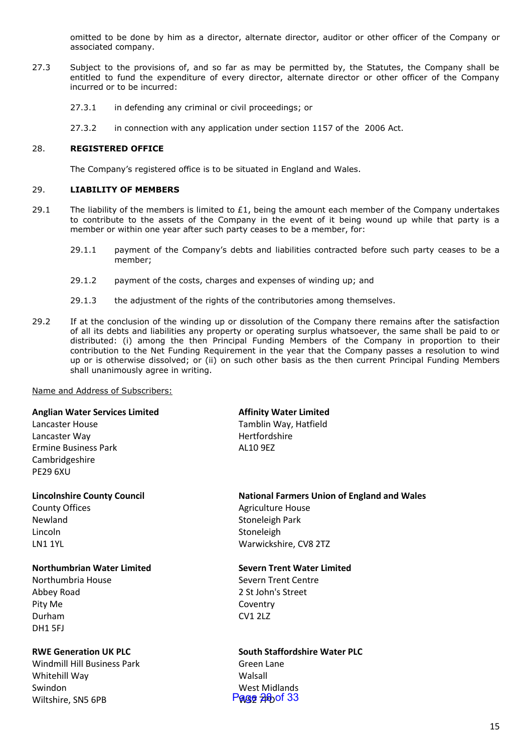omitted to be done by him as a director, alternate director, auditor or other officer of the Company or associated company.

27.3 Subject to the provisions of, and so far as may be permitted by, the Statutes, the Company shall be entitled to fund the expenditure of every director, alternate director or other officer of the Company incurred or to be incurred:

27.3.1 in defending any criminal or civil proceedings; or

27.3.2 in connection with any application under section 1157 of the 2006 Act.

## 28. REGISTERED OFFICE

The Company's registered office is to be situated in England and Wales.

## 29. LIABILITY OF MEMBERS

29.1 The liability of the members is limited to £1, being the amount each member of the Company undertakes to contribute to the assets of the Company in the event of it being wound up while that party is a member or within one year after such party ceases to be a member, for:

29.1.1 payment of the Company's debts and liabilities contracted before such party ceases to be a member;

29.1.2 payment of the costs, charges and expenses of winding up; and

29.1.3 the adjustment of the rights of the contributories among themselves.

29.2 If at the conclusion of the winding up or dissolution of the Company there remains after the satisfaction of all its debts and liabilities any property or operating surplus whatsoever, the same shall be paid to or distributed: (i) among the then Principal Funding Members of the Company in proportion to their contribution to the Net Funding Requirement in the year that the Company passes a resolution to wind up or is otherwise dissolved; or (ii) on such other basis as the then current Principal Funding Members shall unanimously agree in writing.

Name and Address of Subscribers:

**Anglian Water Services Limited**
Lancaster House
Lancaster Way
Ermine Business Park
Cambridgeshire
PE29 6XU

**Affinity Water Limited**
Tamblin Way, Hatfield
Hertfordshire
AL10 9EZ

**Lincolnshire County Council**
County Offices
Newland
Lincoln
LN1 1YL

**National Farmers Union of England and Wales**
Agriculture House
Stoneleigh Park
Stoneleigh
Warwickshire, CV8 2TZ

**Northumbrian Water Limited**
Northumbria House
Abbey Road
Pity Me
Durham
DH1 5FJ

**Severn Trent Water Limited**
Severn Trent Centre
2 St John's Street
Coventry
CV1 2LZ

**RWE Generation UK PLC**
Windmill Hill Business Park
Whitehill Way
Swindon
Wiltshire, SN5 6PB

**South Staffordshire Water PLC**
Green Lane
Walsall
West Midlands
WS2 7PD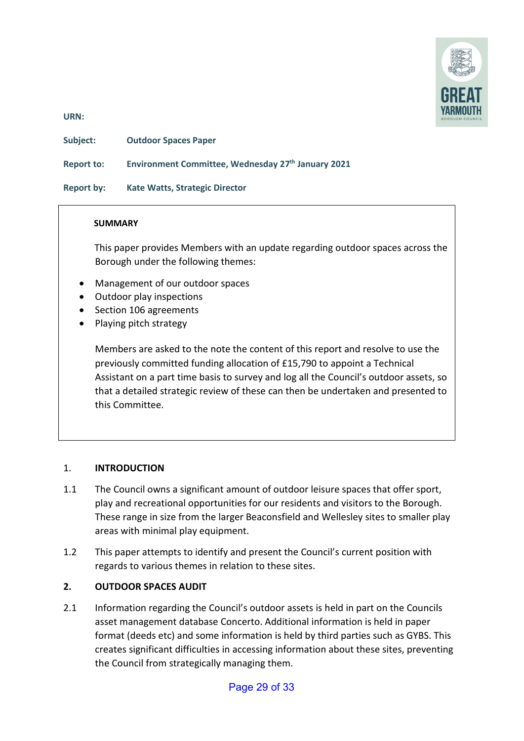URN:

**Subject:** **Outdoor Spaces Paper**

**Report to:** **Environment Committee, Wednesday 27th January 2021**

**Report by:** **Kate Watts, Strategic Director**

---

**SUMMARY**

This paper provides Members with an update regarding outdoor spaces across the Borough under the following themes:

- Management of our outdoor spaces
- Outdoor play inspections
- Section 106 agreements
- Playing pitch strategy

Members are asked to the note the content of this report and resolve to use the previously committed funding allocation of £15,790 to appoint a Technical Assistant on a part time basis to survey and log all the Council's outdoor assets, so that a detailed strategic review of these can then be undertaken and presented to this Committee.

---

## 1. INTRODUCTION

1.1 The Council owns a significant amount of outdoor leisure spaces that offer sport, play and recreational opportunities for our residents and visitors to the Borough. These range in size from the larger Beaconsfield and Wellesley sites to smaller play areas with minimal play equipment.

1.2 This paper attempts to identify and present the Council's current position with regards to various themes in relation to these sites.

## 2. OUTDOOR SPACES AUDIT

2.1 Information regarding the Council's outdoor assets is held in part on the Councils asset management database Concerto. Additional information is held in paper format (deeds etc) and some information is held by third parties such as GYBS. This creates significant difficulties in accessing information about these sites, preventing the Council from strategically managing them.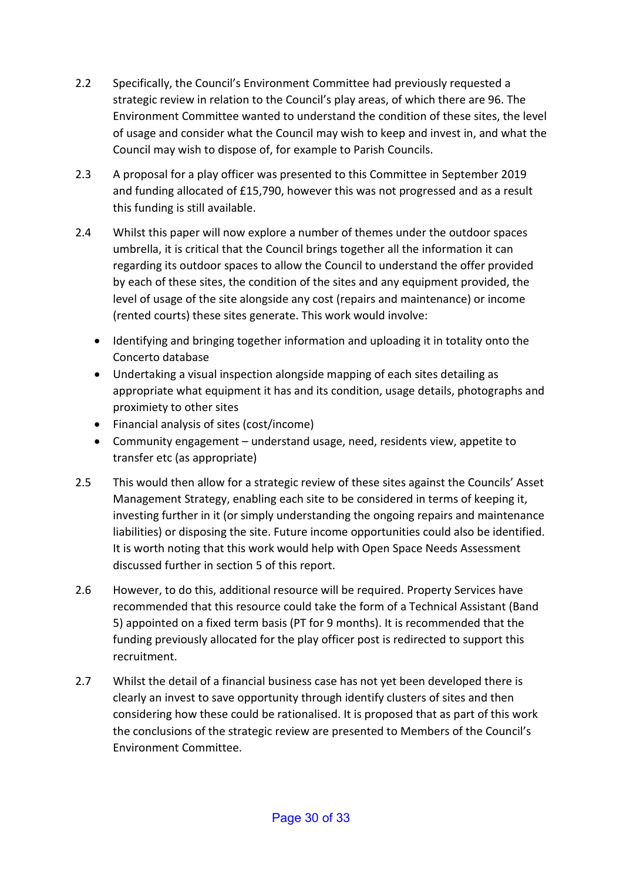2.2 Specifically, the Council's Environment Committee had previously requested a strategic review in relation to the Council's play areas, of which there are 96. The Environment Committee wanted to understand the condition of these sites, the level of usage and consider what the Council may wish to keep and invest in, and what the Council may wish to dispose of, for example to Parish Councils.

2.3 A proposal for a play officer was presented to this Committee in September 2019 and funding allocated of £15,790, however this was not progressed and as a result this funding is still available.

2.4 Whilst this paper will now explore a number of themes under the outdoor spaces umbrella, it is critical that the Council brings together all the information it can regarding its outdoor spaces to allow the Council to understand the offer provided by each of these sites, the condition of the sites and any equipment provided, the level of usage of the site alongside any cost (repairs and maintenance) or income (rented courts) these sites generate. This work would involve:

- Identifying and bringing together information and uploading it in totality onto the Concerto database
- Undertaking a visual inspection alongside mapping of each sites detailing as appropriate what equipment it has and its condition, usage details, photographs and proximiety to other sites
- Financial analysis of sites (cost/income)
- Community engagement – understand usage, need, residents view, appetite to transfer etc (as appropriate)

2.5 This would then allow for a strategic review of these sites against the Councils' Asset Management Strategy, enabling each site to be considered in terms of keeping it, investing further in it (or simply understanding the ongoing repairs and maintenance liabilities) or disposing the site. Future income opportunities could also be identified. It is worth noting that this work would help with Open Space Needs Assessment discussed further in section 5 of this report.

2.6 However, to do this, additional resource will be required. Property Services have recommended that this resource could take the form of a Technical Assistant (Band 5) appointed on a fixed term basis (PT for 9 months). It is recommended that the funding previously allocated for the play officer post is redirected to support this recruitment.

2.7 Whilst the detail of a financial business case has not yet been developed there is clearly an invest to save opportunity through identify clusters of sites and then considering how these could be rationalised. It is proposed that as part of this work the conclusions of the strategic review are presented to Members of the Council's Environment Committee.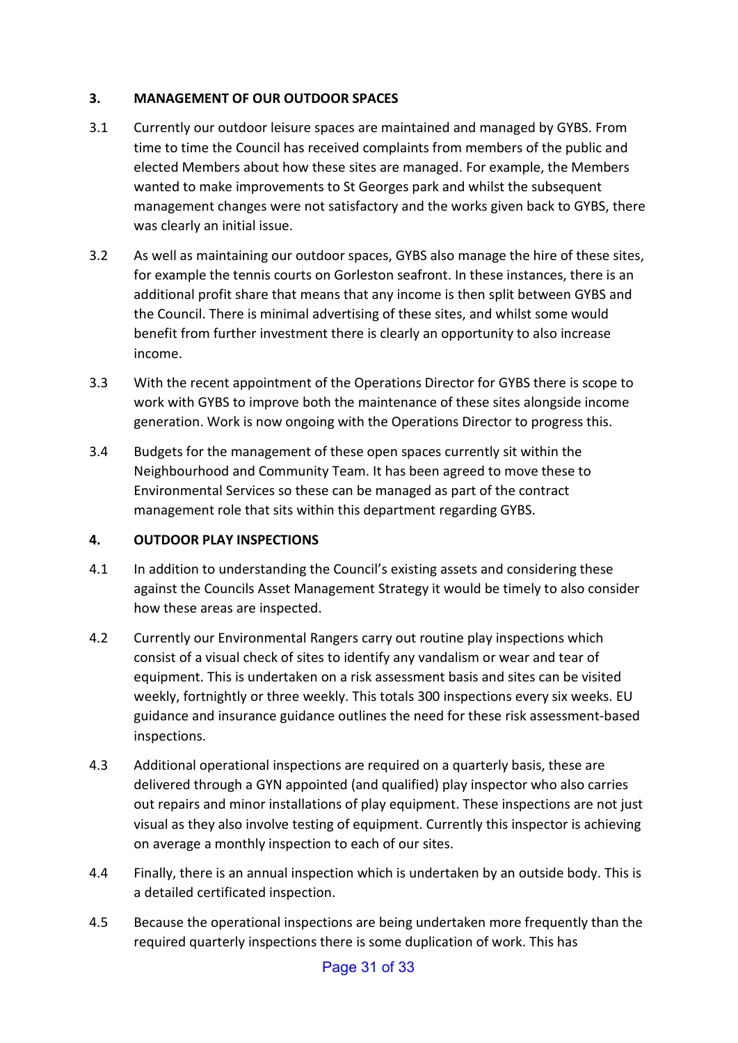## 3. MANAGEMENT OF OUR OUTDOOR SPACES

3.1 Currently our outdoor leisure spaces are maintained and managed by GYBS. From time to time the Council has received complaints from members of the public and elected Members about how these sites are managed. For example, the Members wanted to make improvements to St Georges park and whilst the subsequent management changes were not satisfactory and the works given back to GYBS, there was clearly an initial issue.

3.2 As well as maintaining our outdoor spaces, GYBS also manage the hire of these sites, for example the tennis courts on Gorleston seafront. In these instances, there is an additional profit share that means that any income is then split between GYBS and the Council. There is minimal advertising of these sites, and whilst some would benefit from further investment there is clearly an opportunity to also increase income.

3.3 With the recent appointment of the Operations Director for GYBS there is scope to work with GYBS to improve both the maintenance of these sites alongside income generation. Work is now ongoing with the Operations Director to progress this.

3.4 Budgets for the management of these open spaces currently sit within the Neighbourhood and Community Team. It has been agreed to move these to Environmental Services so these can be managed as part of the contract management role that sits within this department regarding GYBS.

## 4. OUTDOOR PLAY INSPECTIONS

4.1 In addition to understanding the Council's existing assets and considering these against the Councils Asset Management Strategy it would be timely to also consider how these areas are inspected.

4.2 Currently our Environmental Rangers carry out routine play inspections which consist of a visual check of sites to identify any vandalism or wear and tear of equipment. This is undertaken on a risk assessment basis and sites can be visited weekly, fortnightly or three weekly. This totals 300 inspections every six weeks. EU guidance and insurance guidance outlines the need for these risk assessment-based inspections.

4.3 Additional operational inspections are required on a quarterly basis, these are delivered through a GYN appointed (and qualified) play inspector who also carries out repairs and minor installations of play equipment. These inspections are not just visual as they also involve testing of equipment. Currently this inspector is achieving on average a monthly inspection to each of our sites.

4.4 Finally, there is an annual inspection which is undertaken by an outside body. This is a detailed certificated inspection.

4.5 Because the operational inspections are being undertaken more frequently than the required quarterly inspections there is some duplication of work. This has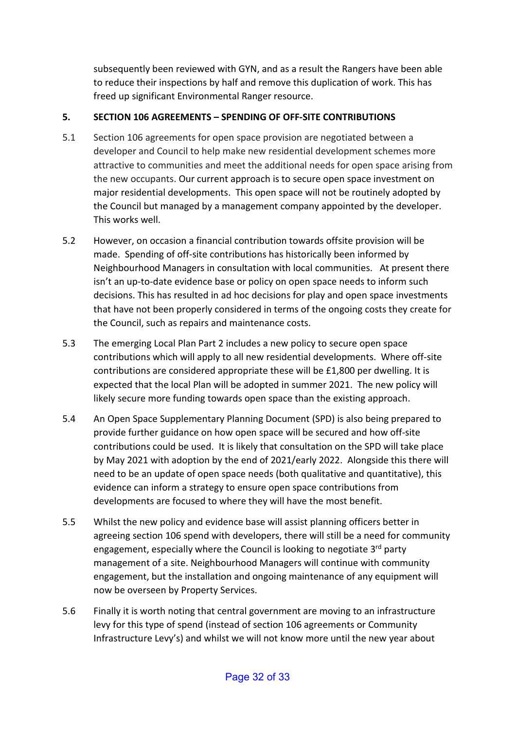subsequently been reviewed with GYN, and as a result the Rangers have been able to reduce their inspections by half and remove this duplication of work. This has freed up significant Environmental Ranger resource.

## 5. SECTION 106 AGREEMENTS – SPENDING OF OFF-SITE CONTRIBUTIONS

5.1 Section 106 agreements for open space provision are negotiated between a developer and Council to help make new residential development schemes more attractive to communities and meet the additional needs for open space arising from the new occupants. Our current approach is to secure open space investment on major residential developments. This open space will not be routinely adopted by the Council but managed by a management company appointed by the developer. This works well.

5.2 However, on occasion a financial contribution towards offsite provision will be made. Spending of off-site contributions has historically been informed by Neighbourhood Managers in consultation with local communities. At present there isn't an up-to-date evidence base or policy on open space needs to inform such decisions. This has resulted in ad hoc decisions for play and open space investments that have not been properly considered in terms of the ongoing costs they create for the Council, such as repairs and maintenance costs.

5.3 The emerging Local Plan Part 2 includes a new policy to secure open space contributions which will apply to all new residential developments. Where off-site contributions are considered appropriate these will be £1,800 per dwelling. It is expected that the local Plan will be adopted in summer 2021. The new policy will likely secure more funding towards open space than the existing approach.

5.4 An Open Space Supplementary Planning Document (SPD) is also being prepared to provide further guidance on how open space will be secured and how off-site contributions could be used. It is likely that consultation on the SPD will take place by May 2021 with adoption by the end of 2021/early 2022. Alongside this there will need to be an update of open space needs (both qualitative and quantitative), this evidence can inform a strategy to ensure open space contributions from developments are focused to where they will have the most benefit.

5.5 Whilst the new policy and evidence base will assist planning officers better in agreeing section 106 spend with developers, there will still be a need for community engagement, especially where the Council is looking to negotiate 3rd party management of a site. Neighbourhood Managers will continue with community engagement, but the installation and ongoing maintenance of any equipment will now be overseen by Property Services.

5.6 Finally it is worth noting that central government are moving to an infrastructure levy for this type of spend (instead of section 106 agreements or Community Infrastructure Levy's) and whilst we will not know more until the new year about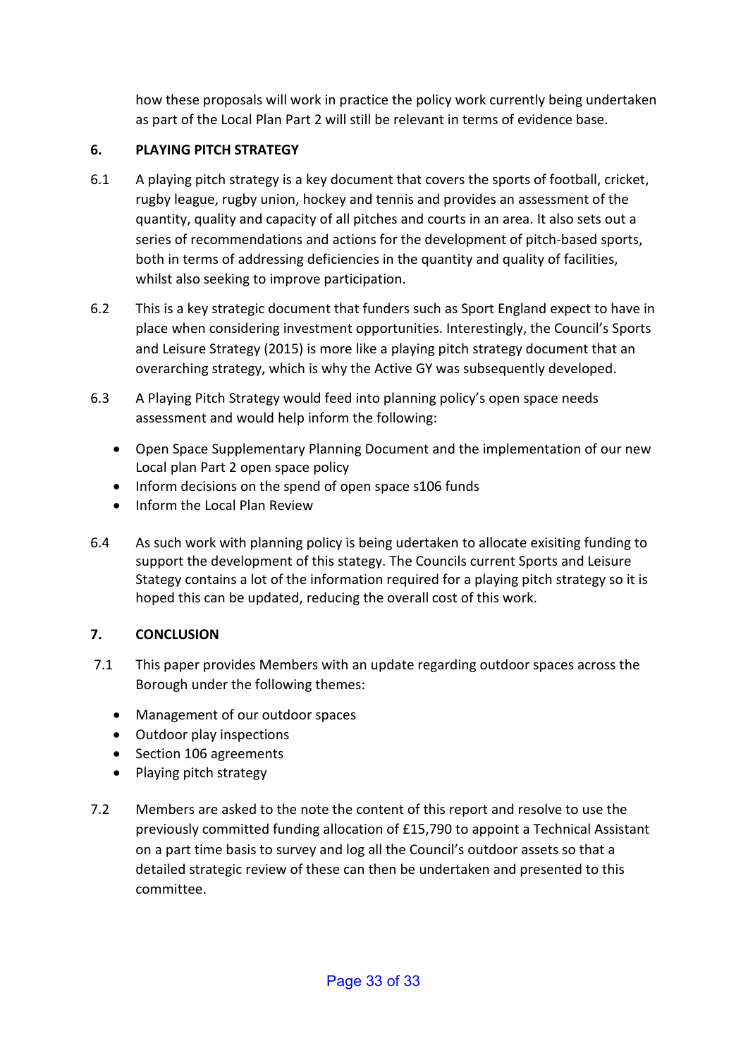how these proposals will work in practice the policy work currently being undertaken as part of the Local Plan Part 2 will still be relevant in terms of evidence base.

## 6. PLAYING PITCH STRATEGY

6.1 A playing pitch strategy is a key document that covers the sports of football, cricket, rugby league, rugby union, hockey and tennis and provides an assessment of the quantity, quality and capacity of all pitches and courts in an area. It also sets out a series of recommendations and actions for the development of pitch-based sports, both in terms of addressing deficiencies in the quantity and quality of facilities, whilst also seeking to improve participation.

6.2 This is a key strategic document that funders such as Sport England expect to have in place when considering investment opportunities. Interestingly, the Council's Sports and Leisure Strategy (2015) is more like a playing pitch strategy document that an overarching strategy, which is why the Active GY was subsequently developed.

6.3 A Playing Pitch Strategy would feed into planning policy's open space needs assessment and would help inform the following:

- Open Space Supplementary Planning Document and the implementation of our new Local plan Part 2 open space policy
- Inform decisions on the spend of open space s106 funds
- Inform the Local Plan Review

6.4 As such work with planning policy is being undertaken to allocate exisiting funding to support the development of this stategy. The Councils current Sports and Leisure Stategy contains a lot of the information required for a playing pitch strategy so it is hoped this can be updated, reducing the overall cost of this work.

## 7. CONCLUSION

7.1 This paper provides Members with an update regarding outdoor spaces across the Borough under the following themes:

- Management of our outdoor spaces
- Outdoor play inspections
- Section 106 agreements
- Playing pitch strategy

7.2 Members are asked to the note the content of this report and resolve to use the previously committed funding allocation of £15,790 to appoint a Technical Assistant on a part time basis to survey and log all the Council's outdoor assets so that a detailed strategic review of these can then be undertaken and presented to this committee.